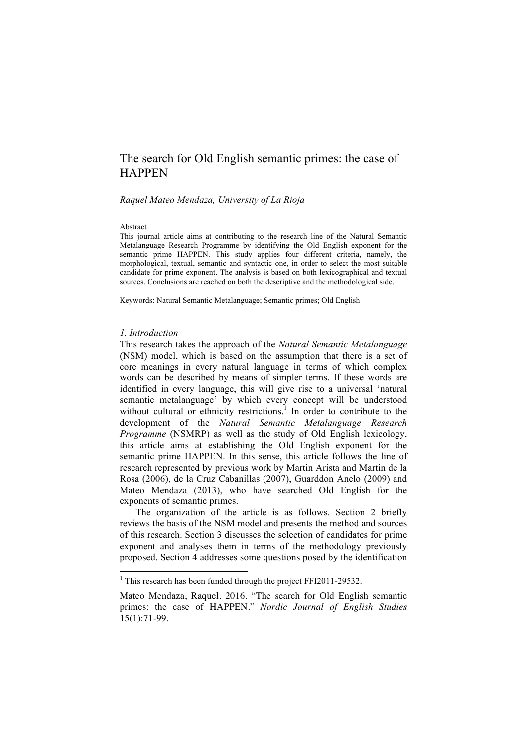# The search for Old English semantic primes: the case of HAPPEN

*Raquel Mateo Mendaza, University of La Rioja*

Abstract

This journal article aims at contributing to the research line of the Natural Semantic Metalanguage Research Programme by identifying the Old English exponent for the semantic prime HAPPEN. This study applies four different criteria, namely, the morphological, textual, semantic and syntactic one, in order to select the most suitable candidate for prime exponent. The analysis is based on both lexicographical and textual sources. Conclusions are reached on both the descriptive and the methodological side.

Keywords: Natural Semantic Metalanguage; Semantic primes; Old English

## *1. Introduction*

This research takes the approach of the *Natural Semantic Metalanguage* (NSM) model, which is based on the assumption that there is a set of core meanings in every natural language in terms of which complex words can be described by means of simpler terms. If these words are identified in every language, this will give rise to a universal 'natural semantic metalanguage' by which every concept will be understood without cultural or ethnicity restrictions.[1] In order to contribute to the development of the *Natural Semantic Metalanguage Research Programme* (NSMRP) as well as the study of Old English lexicology, this article aims at establishing the Old English exponent for the semantic prime HAPPEN. In this sense, this article follows the line of research represented by previous work by Martin Arista and Martin de la Rosa (2006), de la Cruz Cabanillas (2007), Guarddon Anelo (2009) and Mateo Mendaza (2013), who have searched Old English for the exponents of semantic primes.

The organization of the article is as follows. Section 2 briefly reviews the basis of the NSM model and presents the method and sources of this research. Section 3 discusses the selection of candidates for prime exponent and analyses them in terms of the methodology previously proposed. Section 4 addresses some questions posed by the identification

[1] This research has been funded through the project FFI2011-29532.

Mateo Mendaza, Raquel. 2016. "The search for Old English semantic primes: the case of HAPPEN." *Nordic Journal of English Studies* 15(1):71-99.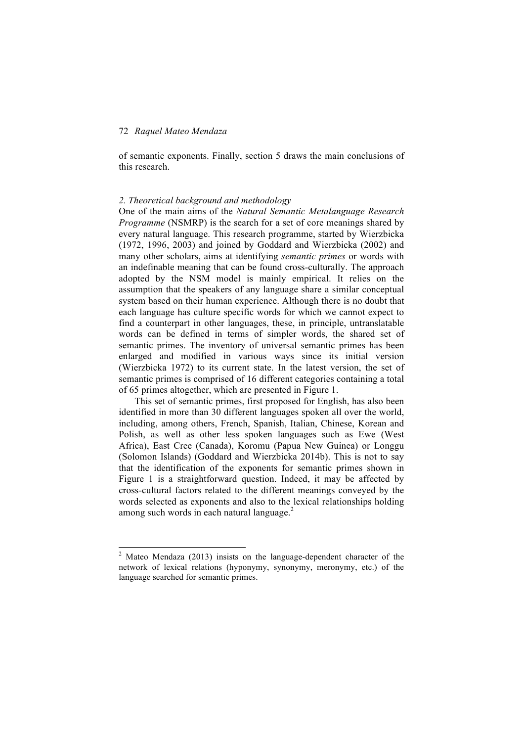of semantic exponents. Finally, section 5 draws the main conclusions of this research.

## *2. Theoretical background and methodology*

One of the main aims of the *Natural Semantic Metalanguage Research Programme* (NSMRP) is the search for a set of core meanings shared by every natural language. This research programme, started by Wierzbicka (1972, 1996, 2003) and joined by Goddard and Wierzbicka (2002) and many other scholars, aims at identifying *semantic primes* or words with an indefinable meaning that can be found cross-culturally. The approach adopted by the NSM model is mainly empirical. It relies on the assumption that the speakers of any language share a similar conceptual system based on their human experience. Although there is no doubt that each language has culture specific words for which we cannot expect to find a counterpart in other languages, these, in principle, untranslatable words can be defined in terms of simpler words, the shared set of semantic primes. The inventory of universal semantic primes has been enlarged and modified in various ways since its initial version (Wierzbicka 1972) to its current state. In the latest version, the set of semantic primes is comprised of 16 different categories containing a total of 65 primes altogether, which are presented in Figure 1.

This set of semantic primes, first proposed for English, has also been identified in more than 30 different languages spoken all over the world, including, among others, French, Spanish, Italian, Chinese, Korean and Polish, as well as other less spoken languages such as Ewe (West Africa), East Cree (Canada), Koromu (Papua New Guinea) or Longgu (Solomon Islands) (Goddard and Wierzbicka 2014b). This is not to say that the identification of the exponents for semantic primes shown in Figure 1 is a straightforward question. Indeed, it may be affected by cross-cultural factors related to the different meanings conveyed by the words selected as exponents and also to the lexical relationships holding among such words in each natural language.[2]

---

[2] Mateo Mendaza (2013) insists on the language-dependent character of the network of lexical relations (hyponymy, synonymy, meronymy, etc.) of the language searched for semantic primes.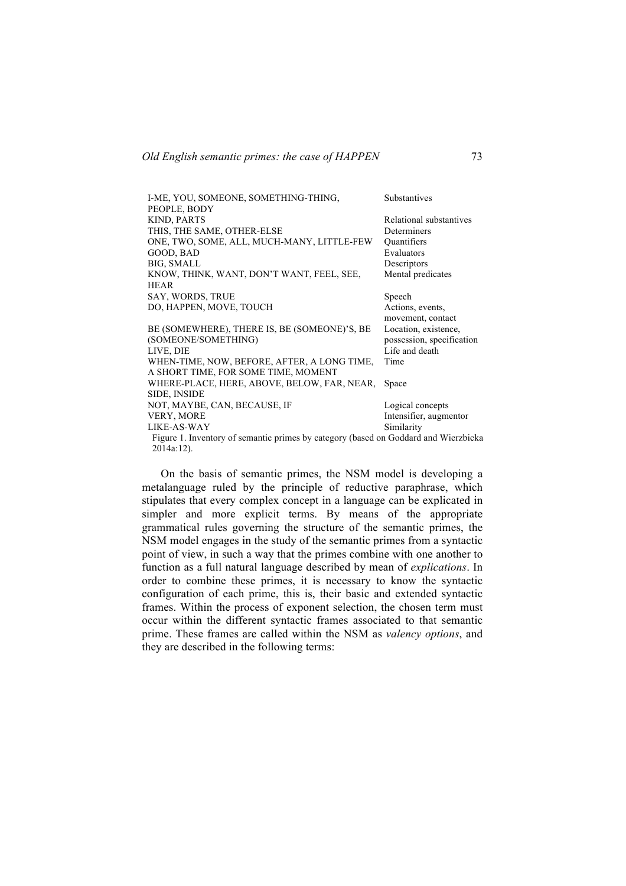| | |
|---|---|
| I-ME, YOU, SOMEONE, SOMETHING-THING, PEOPLE, BODY | Substantives |
| KIND, PARTS | Relational substantives |
| THIS, THE SAME, OTHER-ELSE | Determiners |
| ONE, TWO, SOME, ALL, MUCH-MANY, LITTLE-FEW | Quantifiers |
| GOOD, BAD | Evaluators |
| BIG, SMALL | Descriptors |
| KNOW, THINK, WANT, DON'T WANT, FEEL, SEE, HEAR | Mental predicates |
| SAY, WORDS, TRUE | Speech |
| DO, HAPPEN, MOVE, TOUCH | Actions, events, movement, contact |
| BE (SOMEWHERE), THERE IS, BE (SOMEONE)'S, BE (SOMEONE/SOMETHING) | Location, existence, possession, specification |
| LIVE, DIE | Life and death |
| WHEN-TIME, NOW, BEFORE, AFTER, A LONG TIME, A SHORT TIME, FOR SOME TIME, MOMENT | Time |
| WHERE-PLACE, HERE, ABOVE, BELOW, FAR, NEAR, SIDE, INSIDE | Space |
| NOT, MAYBE, CAN, BECAUSE, IF | Logical concepts |
| VERY, MORE | Intensifier, augmentor |
| LIKE-AS-WAY | Similarity |

Figure 1. Inventory of semantic primes by category (based on Goddard and Wierzbicka 2014a:12).

On the basis of semantic primes, the NSM model is developing a metalanguage ruled by the principle of reductive paraphrase, which stipulates that every complex concept in a language can be explicated in simpler and more explicit terms. By means of the appropriate grammatical rules governing the structure of the semantic primes, the NSM model engages in the study of the semantic primes from a syntactic point of view, in such a way that the primes combine with one another to function as a full natural language described by mean of *explications*. In order to combine these primes, it is necessary to know the syntactic configuration of each prime, this is, their basic and extended syntactic frames. Within the process of exponent selection, the chosen term must occur within the different syntactic frames associated to that semantic prime. These frames are called within the NSM as *valency options*, and they are described in the following terms: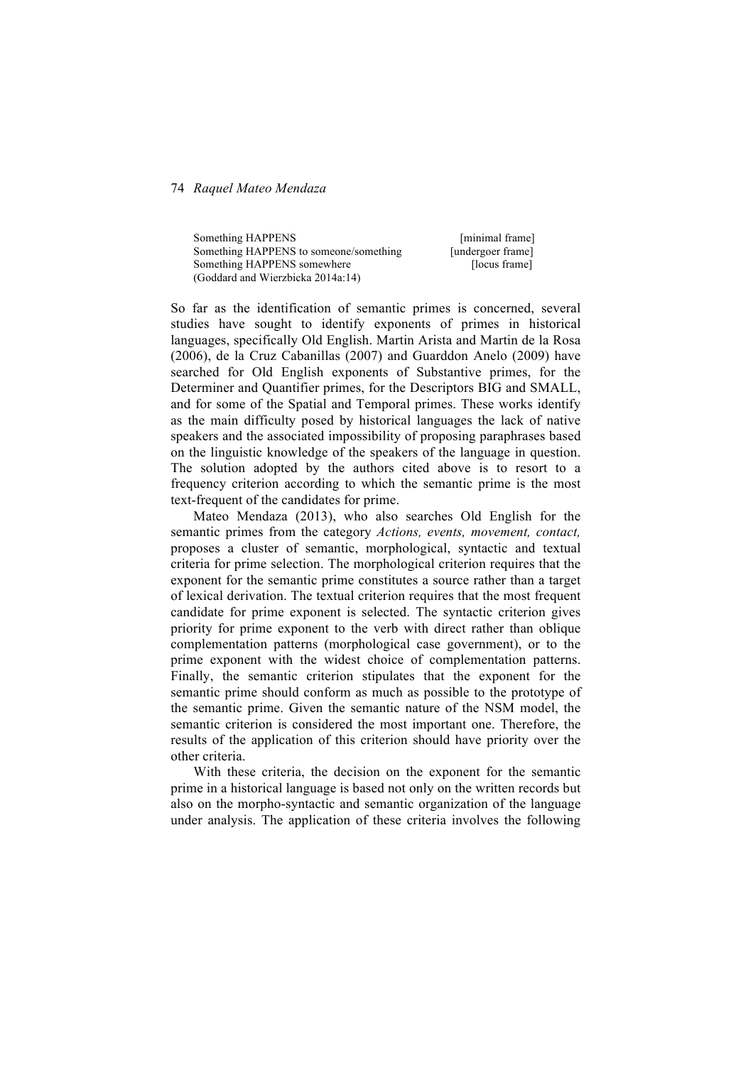Something HAPPENS [minimal frame]
Something HAPPENS to someone/something [undergoer frame]
Something HAPPENS somewhere [locus frame]
(Goddard and Wierzbicka 2014a:14)

So far as the identification of semantic primes is concerned, several studies have sought to identify exponents of primes in historical languages, specifically Old English. Martin Arista and Martin de la Rosa (2006), de la Cruz Cabanillas (2007) and Guarddon Anelo (2009) have searched for Old English exponents of Substantive primes, for the Determiner and Quantifier primes, for the Descriptors BIG and SMALL, and for some of the Spatial and Temporal primes. These works identify as the main difficulty posed by historical languages the lack of native speakers and the associated impossibility of proposing paraphrases based on the linguistic knowledge of the speakers of the language in question. The solution adopted by the authors cited above is to resort to a frequency criterion according to which the semantic prime is the most text-frequent of the candidates for prime.

Mateo Mendaza (2013), who also searches Old English for the semantic primes from the category *Actions, events, movement, contact,* proposes a cluster of semantic, morphological, syntactic and textual criteria for prime selection. The morphological criterion requires that the exponent for the semantic prime constitutes a source rather than a target of lexical derivation. The textual criterion requires that the most frequent candidate for prime exponent is selected. The syntactic criterion gives priority for prime exponent to the verb with direct rather than oblique complementation patterns (morphological case government), or to the prime exponent with the widest choice of complementation patterns. Finally, the semantic criterion stipulates that the exponent for the semantic prime should conform as much as possible to the prototype of the semantic prime. Given the semantic nature of the NSM model, the semantic criterion is considered the most important one. Therefore, the results of the application of this criterion should have priority over the other criteria.

With these criteria, the decision on the exponent for the semantic prime in a historical language is based not only on the written records but also on the morpho-syntactic and semantic organization of the language under analysis. The application of these criteria involves the following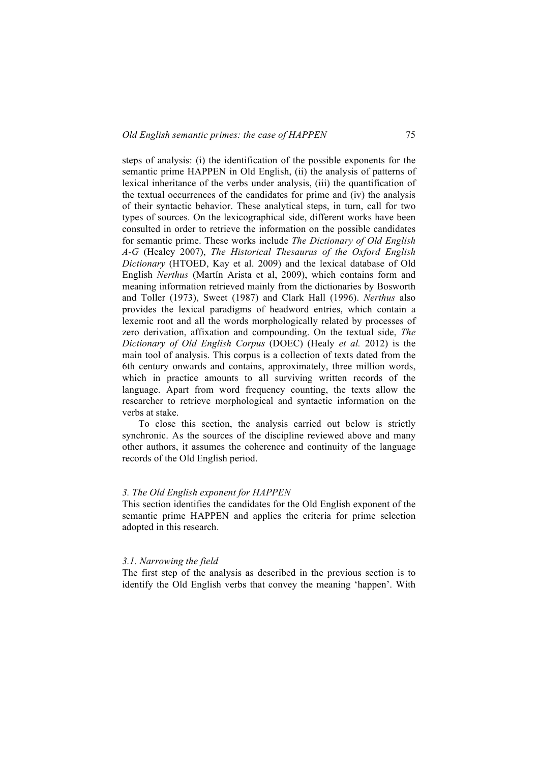steps of analysis: (i) the identification of the possible exponents for the semantic prime HAPPEN in Old English, (ii) the analysis of patterns of lexical inheritance of the verbs under analysis, (iii) the quantification of the textual occurrences of the candidates for prime and (iv) the analysis of their syntactic behavior. These analytical steps, in turn, call for two types of sources. On the lexicographical side, different works have been consulted in order to retrieve the information on the possible candidates for semantic prime. These works include *The Dictionary of Old English A-G* (Healey 2007), *The Historical Thesaurus of the Oxford English Dictionary* (HTOED, Kay et al. 2009) and the lexical database of Old English *Nerthus* (Martín Arista et al, 2009), which contains form and meaning information retrieved mainly from the dictionaries by Bosworth and Toller (1973), Sweet (1987) and Clark Hall (1996). *Nerthus* also provides the lexical paradigms of headword entries, which contain a lexemic root and all the words morphologically related by processes of zero derivation, affixation and compounding. On the textual side, *The Dictionary of Old English Corpus* (DOEC) (Healy *et al.* 2012) is the main tool of analysis. This corpus is a collection of texts dated from the 6th century onwards and contains, approximately, three million words, which in practice amounts to all surviving written records of the language. Apart from word frequency counting, the texts allow the researcher to retrieve morphological and syntactic information on the verbs at stake.

To close this section, the analysis carried out below is strictly synchronic. As the sources of the discipline reviewed above and many other authors, it assumes the coherence and continuity of the language records of the Old English period.

### *3. The Old English exponent for HAPPEN*

This section identifies the candidates for the Old English exponent of the semantic prime HAPPEN and applies the criteria for prime selection adopted in this research.

#### *3.1. Narrowing the field*

The first step of the analysis as described in the previous section is to identify the Old English verbs that convey the meaning 'happen'. With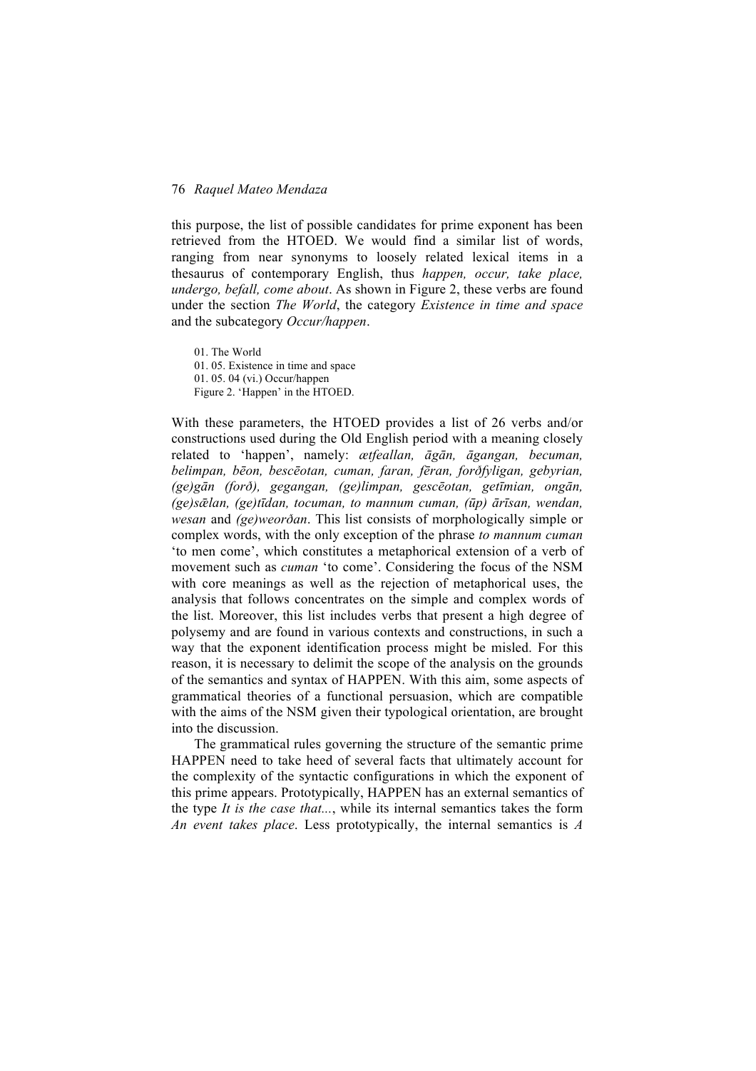this purpose, the list of possible candidates for prime exponent has been retrieved from the HTOED. We would find a similar list of words, ranging from near synonyms to loosely related lexical items in a thesaurus of contemporary English, thus *happen, occur, take place, undergo, befall, come about*. As shown in Figure 2, these verbs are found under the section *The World*, the category *Existence in time and space* and the subcategory *Occur/happen*.

01. The World
01. 05. Existence in time and space
01. 05. 04 (vi.) Occur/happen
Figure 2. 'Happen' in the HTOED.

With these parameters, the HTOED provides a list of 26 verbs and/or constructions used during the Old English period with a meaning closely related to 'happen', namely: *ætfeallan, āgān, āgangan, becuman, belimpan, bēon, bescēotan, cuman, faran, fēran, forðfyligan, gebyrian, (ge)gān (forð), gegangan, (ge)limpan, gescēotan, getīmian, ongān, (ge)sǣlan, (ge)tīdan, tocuman, to mannum cuman, (ūp) ārīsan, wendan, wesan* and *(ge)weorðan*. This list consists of morphologically simple or complex words, with the only exception of the phrase *to mannum cuman* 'to men come', which constitutes a metaphorical extension of a verb of movement such as *cuman* 'to come'. Considering the focus of the NSM with core meanings as well as the rejection of metaphorical uses, the analysis that follows concentrates on the simple and complex words of the list. Moreover, this list includes verbs that present a high degree of polysemy and are found in various contexts and constructions, in such a way that the exponent identification process might be misled. For this reason, it is necessary to delimit the scope of the analysis on the grounds of the semantics and syntax of HAPPEN. With this aim, some aspects of grammatical theories of a functional persuasion, which are compatible with the aims of the NSM given their typological orientation, are brought into the discussion.

The grammatical rules governing the structure of the semantic prime HAPPEN need to take heed of several facts that ultimately account for the complexity of the syntactic configurations in which the exponent of this prime appears. Prototypically, HAPPEN has an external semantics of the type *It is the case that...*, while its internal semantics takes the form *An event takes place*. Less prototypically, the internal semantics is *A*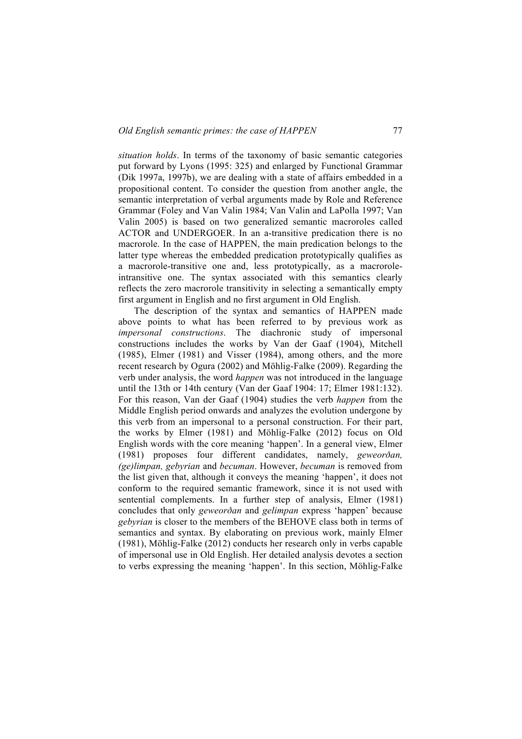*situation holds*. In terms of the taxonomy of basic semantic categories put forward by Lyons (1995: 325) and enlarged by Functional Grammar (Dik 1997a, 1997b), we are dealing with a state of affairs embedded in a propositional content. To consider the question from another angle, the semantic interpretation of verbal arguments made by Role and Reference Grammar (Foley and Van Valin 1984; Van Valin and LaPolla 1997; Van Valin 2005) is based on two generalized semantic macroroles called ACTOR and UNDERGOER. In an a-transitive predication there is no macrorole. In the case of HAPPEN, the main predication belongs to the latter type whereas the embedded predication prototypically qualifies as a macrorole-transitive one and, less prototypically, as a macrorole-intransitive one. The syntax associated with this semantics clearly reflects the zero macrorole transitivity in selecting a semantically empty first argument in English and no first argument in Old English.

The description of the syntax and semantics of HAPPEN made above points to what has been referred to by previous work as *impersonal constructions*. The diachronic study of impersonal constructions includes the works by Van der Gaaf (1904), Mitchell (1985), Elmer (1981) and Visser (1984), among others, and the more recent research by Ogura (2002) and Möhlig-Falke (2009). Regarding the verb under analysis, the word *happen* was not introduced in the language until the 13th or 14th century (Van der Gaaf 1904: 17; Elmer 1981:132). For this reason, Van der Gaaf (1904) studies the verb *happen* from the Middle English period onwards and analyzes the evolution undergone by this verb from an impersonal to a personal construction. For their part, the works by Elmer (1981) and Möhlig-Falke (2012) focus on Old English words with the core meaning 'happen'. In a general view, Elmer (1981) proposes four different candidates, namely, *geweorðan, (ge)limpan, gebyrian* and *becuman*. However, *becuman* is removed from the list given that, although it conveys the meaning 'happen', it does not conform to the required semantic framework, since it is not used with sentential complements. In a further step of analysis, Elmer (1981) concludes that only *geweorðan* and *gelimpan* express 'happen' because *gebyrian* is closer to the members of the BEHOVE class both in terms of semantics and syntax. By elaborating on previous work, mainly Elmer (1981), Möhlig-Falke (2012) conducts her research only in verbs capable of impersonal use in Old English. Her detailed analysis devotes a section to verbs expressing the meaning 'happen'. In this section, Möhlig-Falke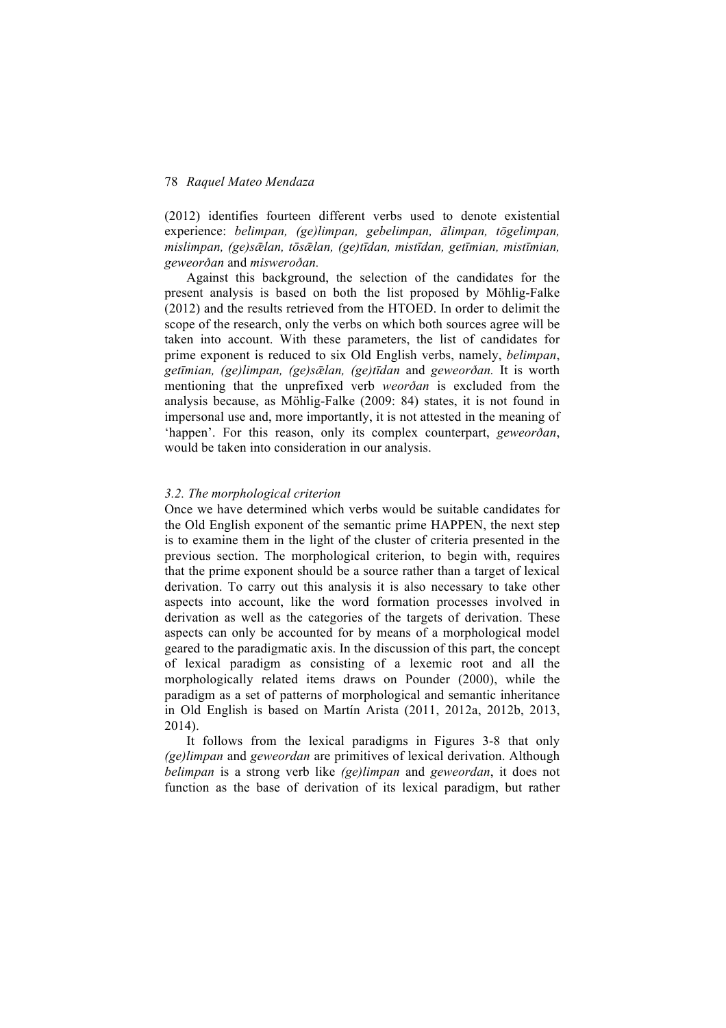(2012) identifies fourteen different verbs used to denote existential experience: *belimpan, (ge)limpan, gebelimpan, ālimpan, tōgelimpan, mislimpan, (ge)sǣlan, tōsǣlan, (ge)tīdan, mistīdan, getīmian, mistīmian, geweorðan* and *misweroðan.*

Against this background, the selection of the candidates for the present analysis is based on both the list proposed by Möhlig-Falke (2012) and the results retrieved from the HTOED. In order to delimit the scope of the research, only the verbs on which both sources agree will be taken into account. With these parameters, the list of candidates for prime exponent is reduced to six Old English verbs, namely, *belimpan*, *getīmian, (ge)limpan, (ge)sǣlan, (ge)tīdan* and *geweorðan.* It is worth mentioning that the unprefixed verb *weorðan* is excluded from the analysis because, as Möhlig-Falke (2009: 84) states, it is not found in impersonal use and, more importantly, it is not attested in the meaning of 'happen'. For this reason, only its complex counterpart, *geweorðan*, would be taken into consideration in our analysis.

### *3.2. The morphological criterion*

Once we have determined which verbs would be suitable candidates for the Old English exponent of the semantic prime HAPPEN, the next step is to examine them in the light of the cluster of criteria presented in the previous section. The morphological criterion, to begin with, requires that the prime exponent should be a source rather than a target of lexical derivation. To carry out this analysis it is also necessary to take other aspects into account, like the word formation processes involved in derivation as well as the categories of the targets of derivation. These aspects can only be accounted for by means of a morphological model geared to the paradigmatic axis. In the discussion of this part, the concept of lexical paradigm as consisting of a lexemic root and all the morphologically related items draws on Pounder (2000), while the paradigm as a set of patterns of morphological and semantic inheritance in Old English is based on Martín Arista (2011, 2012a, 2012b, 2013, 2014).

It follows from the lexical paradigms in Figures 3-8 that only *(ge)limpan* and *geweordan* are primitives of lexical derivation. Although *belimpan* is a strong verb like *(ge)limpan* and *geweordan*, it does not function as the base of derivation of its lexical paradigm, but rather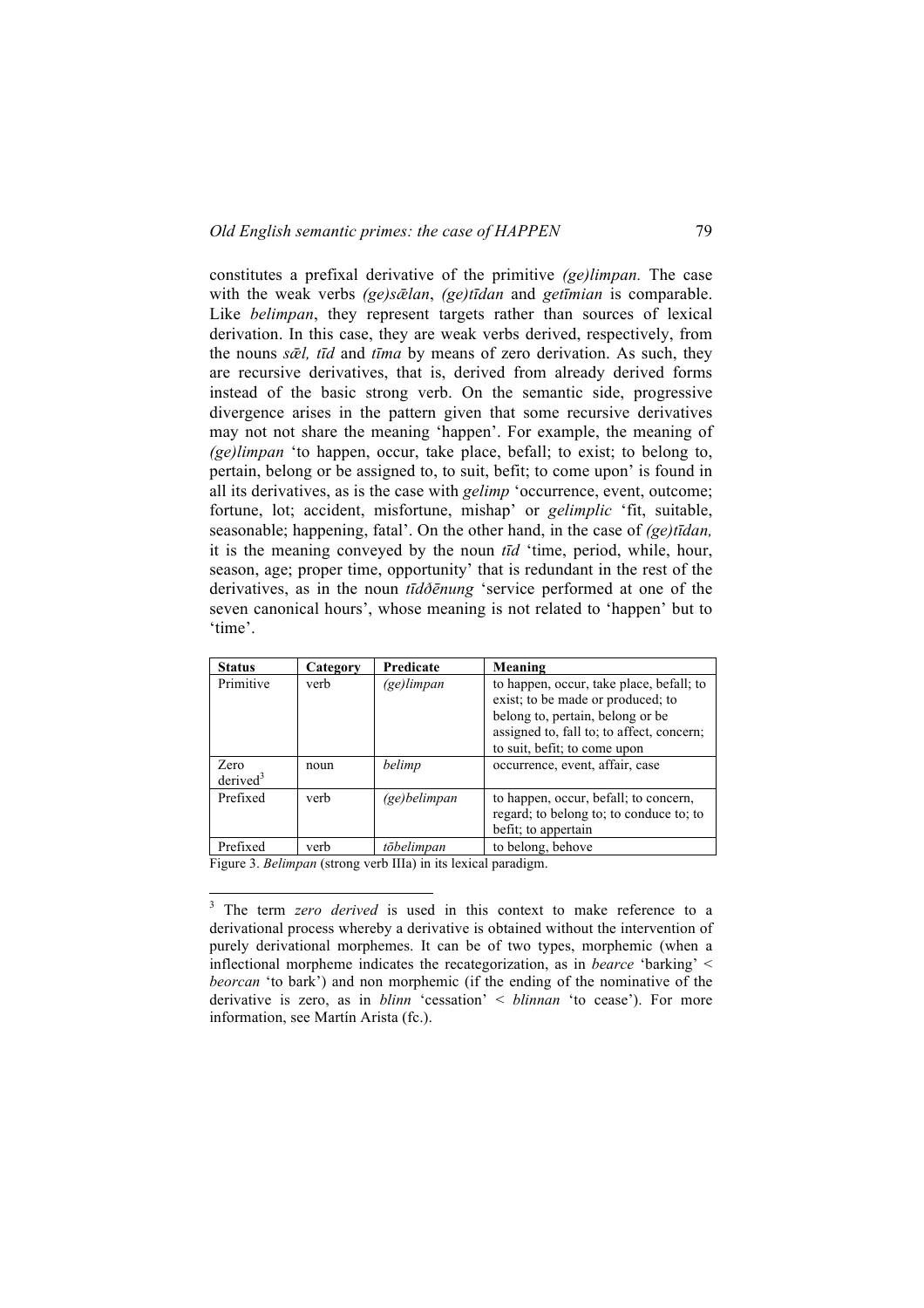constitutes a prefixal derivative of the primitive *(ge)limpan.* The case with the weak verbs *(ge)sǣlan*, *(ge)tīdan* and *getīmian* is comparable. Like *belimpan*, they represent targets rather than sources of lexical derivation. In this case, they are weak verbs derived, respectively, from the nouns *sǣl, tīd* and *tīma* by means of zero derivation. As such, they are recursive derivatives, that is, derived from already derived forms instead of the basic strong verb. On the semantic side, progressive divergence arises in the pattern given that some recursive derivatives may not not share the meaning 'happen'. For example, the meaning of *(ge)limpan* 'to happen, occur, take place, befall; to exist; to belong to, pertain, belong or be assigned to, to suit, befit; to come upon' is found in all its derivatives, as is the case with *gelimp* 'occurrence, event, outcome; fortune, lot; accident, misfortune, mishap' or *gelimplic* 'fit, suitable, seasonable; happening, fatal'. On the other hand, in the case of *(ge)tīdan,* it is the meaning conveyed by the noun *tīd* 'time, period, while, hour, season, age; proper time, opportunity' that is redundant in the rest of the derivatives, as in the noun *tīdðēnung* 'service performed at one of the seven canonical hours', whose meaning is not related to 'happen' but to 'time'.

| **Status** | **Category** | **Predicate** | **Meaning** |
|---|---|---|---|
| Primitive | verb | *(ge)limpan* | to happen, occur, take place, befall; to exist; to be made or produced; to belong to, pertain, belong or be assigned to, fall to; to affect, concern; to suit, befit; to come upon |
| Zero derived[3] | noun | *belimp* | occurrence, event, affair, case |
| Prefixed | verb | *(ge)belimpan* | to happen, occur, befall; to concern, regard; to belong to; to conduce to; to befit; to appertain |
| Prefixed | verb | *tōbelimpan* | to belong, behove |

Figure 3. *Belimpan* (strong verb IIIa) in its lexical paradigm.

[3] The term *zero derived* is used in this context to make reference to a derivational process whereby a derivative is obtained without the intervention of purely derivational morphemes. It can be of two types, morphemic (when a inflectional morpheme indicates the recategorization, as in *bearce* 'barking' < *beorcan* 'to bark') and non morphemic (if the ending of the nominative of the derivative is zero, as in *blinn* 'cessation' < *blinnan* 'to cease'). For more information, see Martín Arista (fc.).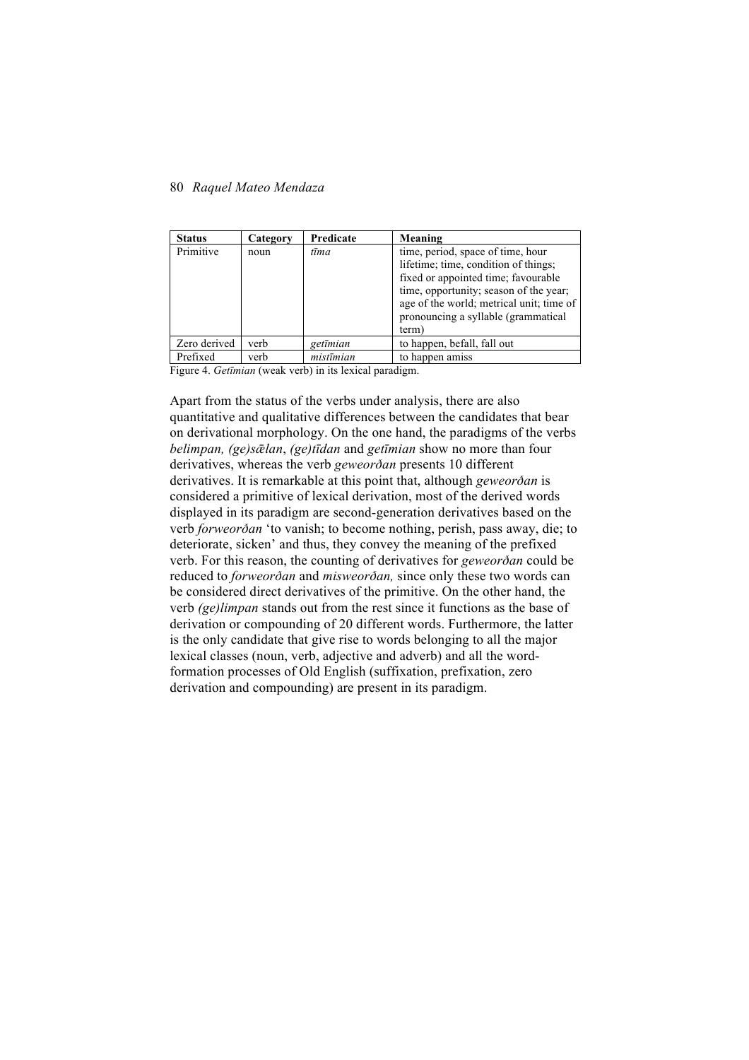| **Status** | **Category** | **Predicate** | **Meaning** |
|---|---|---|---|
| Primitive | noun | *tīma* | time, period, space of time, hour lifetime; time, condition of things; fixed or appointed time; favourable time, opportunity; season of the year; age of the world; metrical unit; time of pronouncing a syllable (grammatical term) |
| Zero derived | verb | *getīmian* | to happen, befall, fall out |
| Prefixed | verb | *mistīmian* | to happen amiss |

Figure 4. *Getīmian* (weak verb) in its lexical paradigm.

Apart from the status of the verbs under analysis, there are also quantitative and qualitative differences between the candidates that bear on derivational morphology. On the one hand, the paradigms of the verbs *belimpan, (ge)sǣlan*, *(ge)tīdan* and *getīmian* show no more than four derivatives, whereas the verb *geweorðan* presents 10 different derivatives. It is remarkable at this point that, although *geweorðan* is considered a primitive of lexical derivation, most of the derived words displayed in its paradigm are second-generation derivatives based on the verb *forweorðan* 'to vanish; to become nothing, perish, pass away, die; to deteriorate, sicken' and thus, they convey the meaning of the prefixed verb. For this reason, the counting of derivatives for *geweorðan* could be reduced to *forweorðan* and *misweorðan,* since only these two words can be considered direct derivatives of the primitive. On the other hand, the verb *(ge)limpan* stands out from the rest since it functions as the base of derivation or compounding of 20 different words. Furthermore, the latter is the only candidate that give rise to words belonging to all the major lexical classes (noun, verb, adjective and adverb) and all the word-formation processes of Old English (suffixation, prefixation, zero derivation and compounding) are present in its paradigm.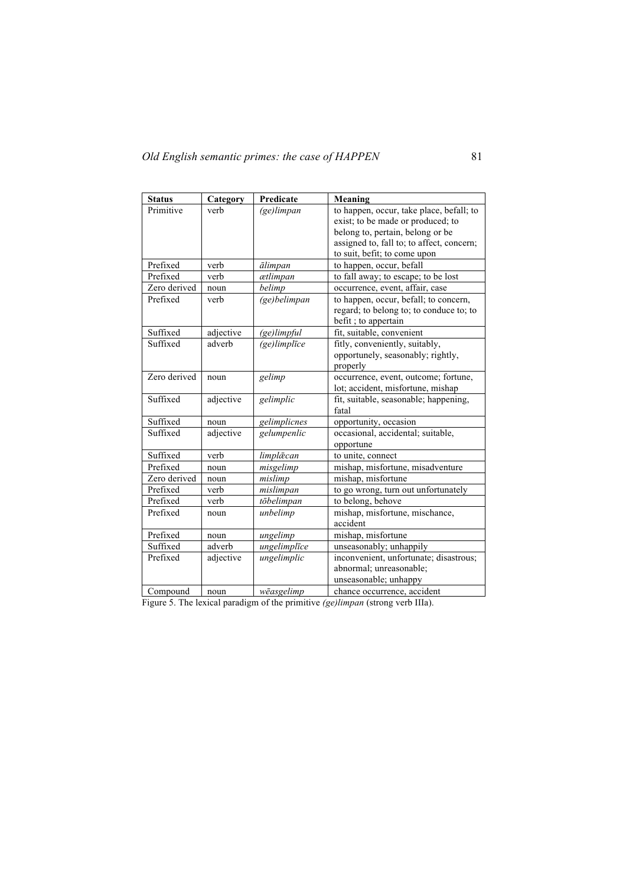| **Status** | **Category** | **Predicate** | **Meaning** |
|---|---|---|---|
| Primitive | verb | *(ge)limpan* | to happen, occur, take place, befall; to exist; to be made or produced; to belong to, pertain, belong or be assigned to, fall to; to affect, concern; to suit, befit; to come upon |
| Prefixed | verb | *ālimpan* | to happen, occur, befall |
| Prefixed | verb | *ætlimpan* | to fall away; to escape; to be lost |
| Zero derived | noun | *belimp* | occurrence, event, affair, case |
| Prefixed | verb | *(ge)belimpan* | to happen, occur, befall; to concern, regard; to belong to; to conduce to; to befit ; to appertain |
| Suffixed | adjective | *(ge)limpful* | fit, suitable, convenient |
| Suffixed | adverb | *(ge)limplīce* | fitly, conveniently, suitably, opportunely, seasonably; rightly, properly |
| Zero derived | noun | *gelimp* | occurrence, event, outcome; fortune, lot; accident, misfortune, mishap |
| Suffixed | adjective | *gelimplic* | fit, suitable, seasonable; happening, fatal |
| Suffixed | noun | *gelimplicnes* | opportunity, occasion |
| Suffixed | adjective | *gelumpenlic* | occasional, accidental; suitable, opportune |
| Suffixed | verb | *limplǣcan* | to unite, connect |
| Prefixed | noun | *misgelimp* | mishap, misfortune, misadventure |
| Zero derived | noun | *mislimp* | mishap, misfortune |
| Prefixed | verb | *mislimpan* | to go wrong, turn out unfortunately |
| Prefixed | verb | *tōbelimpan* | to belong, behove |
| Prefixed | noun | *unbelimp* | mishap, misfortune, mischance, accident |
| Prefixed | noun | *ungelimp* | mishap, misfortune |
| Suffixed | adverb | *ungelimplīce* | unseasonably; unhappily |
| Prefixed | adjective | *ungelimplic* | inconvenient, unfortunate; disastrous; abnormal; unreasonable; unseasonable; unhappy |
| Compound | noun | *wēasgelimp* | chance occurrence, accident |

Figure 5. The lexical paradigm of the primitive *(ge)limpan* (strong verb IIIa).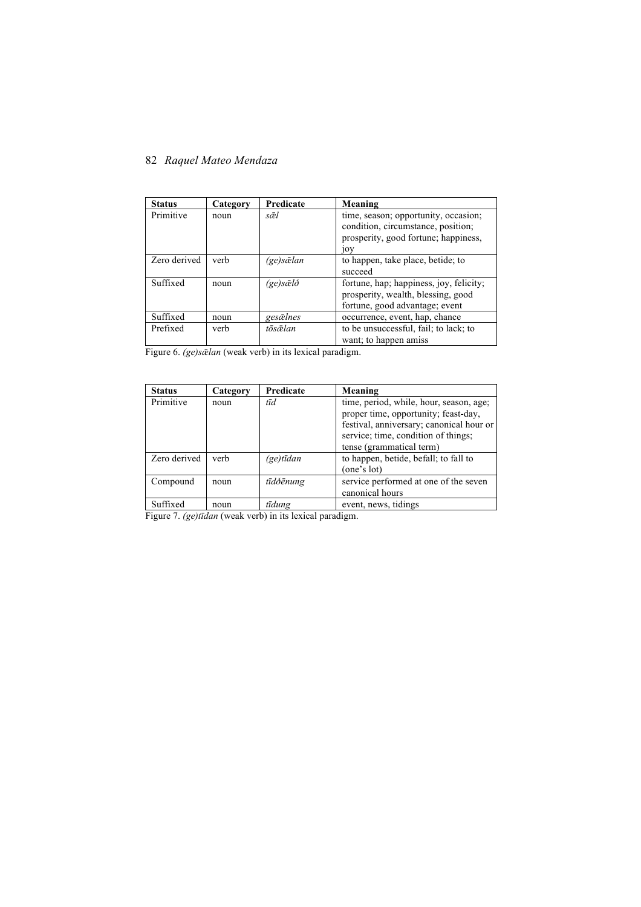| Status | Category | Predicate | Meaning |
|---|---|---|---|
| Primitive | noun | *sǣl* | time, season; opportunity, occasion; condition, circumstance, position; prosperity, good fortune; happiness, joy |
| Zero derived | verb | *(ge)sǣlan* | to happen, take place, betide; to succeed |
| Suffixed | noun | *(ge)sǣlð* | fortune, hap; happiness, joy, felicity; prosperity, wealth, blessing, good fortune, good advantage; event |
| Suffixed | noun | *gesǣlnes* | occurrence, event, hap, chance |
| Prefixed | verb | *tōsǣlan* | to be unsuccessful, fail; to lack; to want; to happen amiss |

Figure 6. *(ge)sǣlan* (weak verb) in its lexical paradigm.

| Status | Category | Predicate | Meaning |
|---|---|---|---|
| Primitive | noun | *tīd* | time, period, while, hour, season, age; proper time, opportunity; feast-day, festival, anniversary; canonical hour or service; time, condition of things; tense (grammatical term) |
| Zero derived | verb | *(ge)tīdan* | to happen, betide, befall; to fall to (one's lot) |
| Compound | noun | *tīdðēnung* | service performed at one of the seven canonical hours |
| Suffixed | noun | *tīdung* | event, news, tidings |

Figure 7. *(ge)tīdan* (weak verb) in its lexical paradigm.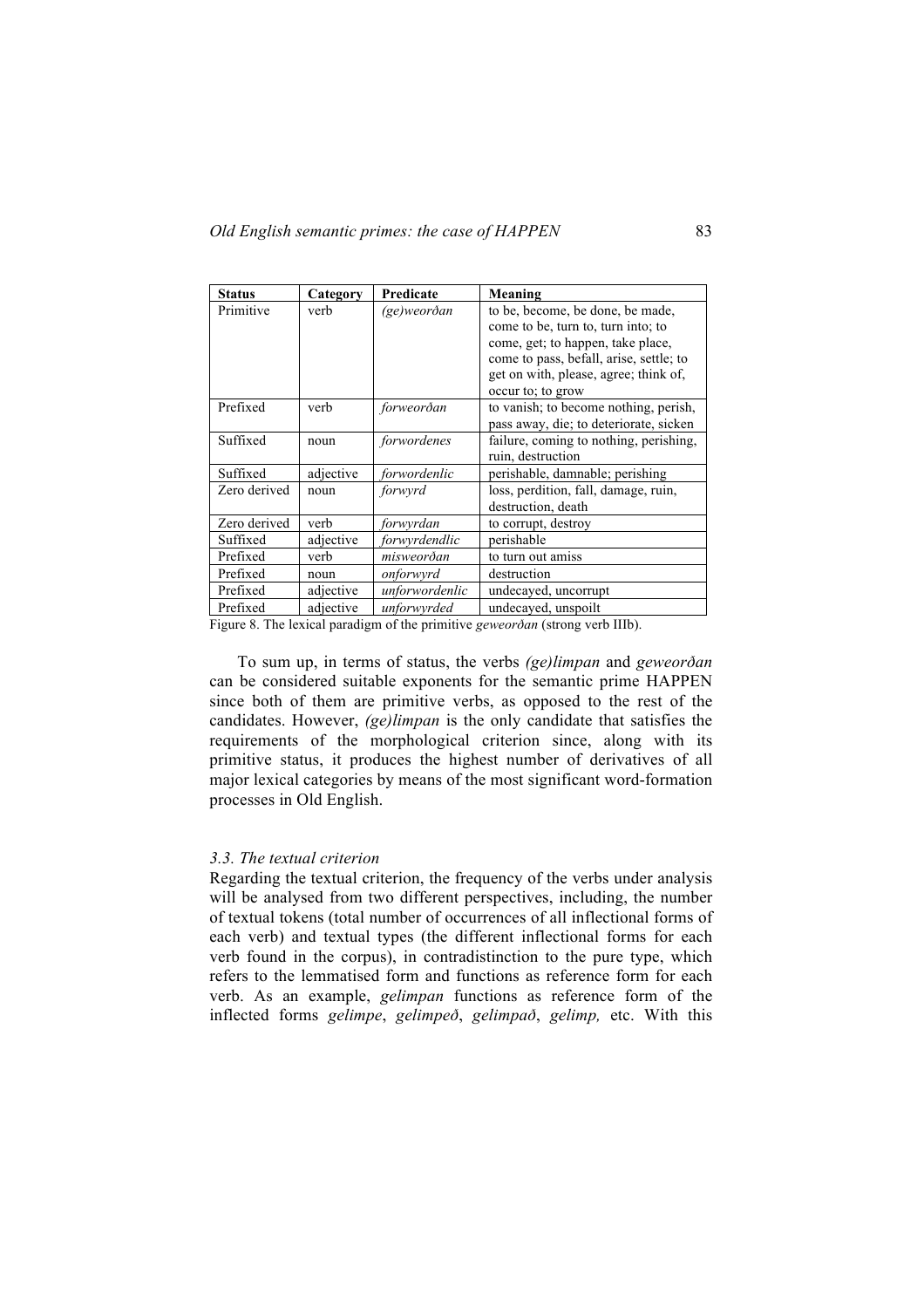| Status | Category | Predicate | Meaning |
| --- | --- | --- | --- |
| Primitive | verb | *(ge)weorðan* | to be, become, be done, be made, come to be, turn to, turn into; to come, get; to happen, take place, come to pass, befall, arise, settle; to get on with, please, agree; think of, occur to; to grow |
| Prefixed | verb | *forweorðan* | to vanish; to become nothing, perish, pass away, die; to deteriorate, sicken |
| Suffixed | noun | *forwordenes* | failure, coming to nothing, perishing, ruin, destruction |
| Suffixed | adjective | *forwordenlic* | perishable, damnable; perishing |
| Zero derived | noun | *forwyrd* | loss, perdition, fall, damage, ruin, destruction, death |
| Zero derived | verb | *forwyrdan* | to corrupt, destroy |
| Suffixed | adjective | *forwyrdendlic* | perishable |
| Prefixed | verb | *misweorðan* | to turn out amiss |
| Prefixed | noun | *onforwyrd* | destruction |
| Prefixed | adjective | *unforwordenlic* | undecayed, uncorrupt |
| Prefixed | adjective | *unforwyrded* | undecayed, unspoilt |

Figure 8. The lexical paradigm of the primitive *geweorðan* (strong verb IIIb).

To sum up, in terms of status, the verbs *(ge)limpan* and *geweorðan* can be considered suitable exponents for the semantic prime HAPPEN since both of them are primitive verbs, as opposed to the rest of the candidates. However, *(ge)limpan* is the only candidate that satisfies the requirements of the morphological criterion since, along with its primitive status, it produces the highest number of derivatives of all major lexical categories by means of the most significant word-formation processes in Old English.

### *3.3. The textual criterion*

Regarding the textual criterion, the frequency of the verbs under analysis will be analysed from two different perspectives, including, the number of textual tokens (total number of occurrences of all inflectional forms of each verb) and textual types (the different inflectional forms for each verb found in the corpus), in contradistinction to the pure type, which refers to the lemmatised form and functions as reference form for each verb. As an example, *gelimpan* functions as reference form of the inflected forms *gelimpe*, *gelimpeð*, *gelimpað*, *gelimp,* etc. With this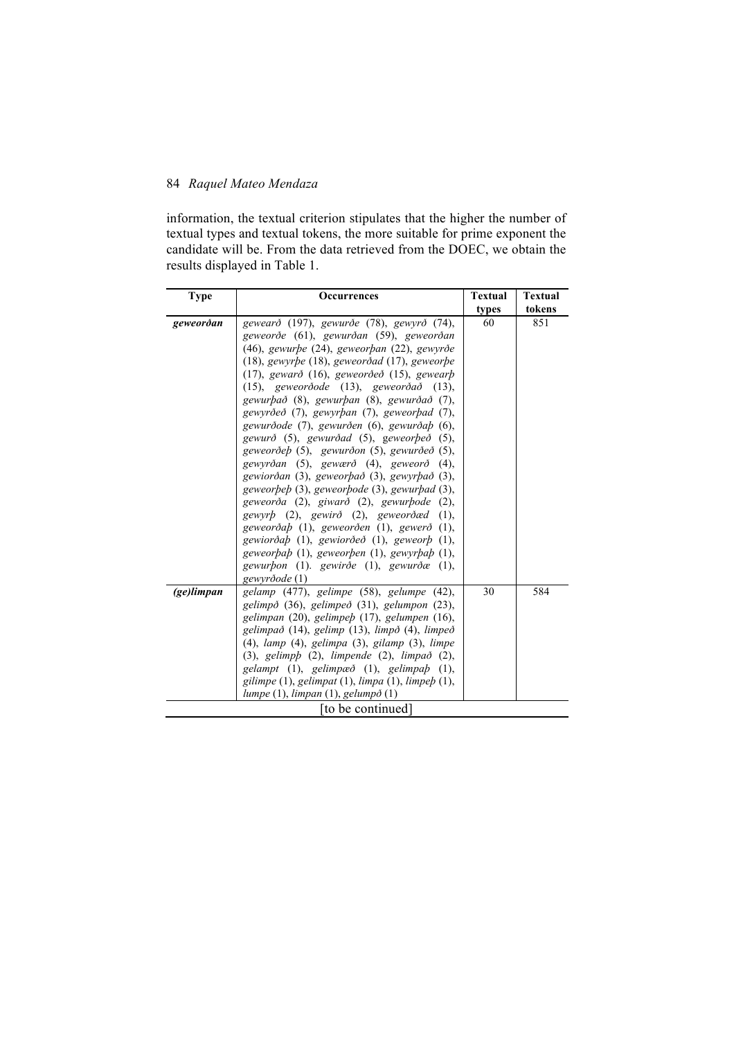information, the textual criterion stipulates that the higher the number of textual types and textual tokens, the more suitable for prime exponent the candidate will be. From the data retrieved from the DOEC, we obtain the results displayed in Table 1.

| Type | Occurrences | Textual types | Textual tokens |
|---|---|---|---|
| ***geweorðan*** | *geweard* (197), *gewurðe* (78), *gewyrð* (74), *geweorðe* (61), *gewurðan* (59), *geweorðan* (46), *gewurþe* (24), *geweorþan* (22), *gewyrðe* (18), *gewyrþe* (18), *geweorðad* (17), *geweorþe* (17), *gewarð* (16), *geweorðeð* (15), *gewearþ* (15), *geweorðode* (13), *geweorðað* (13), *gewurþað* (8), *gewurþan* (8), *gewurðað* (7), *gewyrðeð* (7), *gewyrþan* (7), *geweorþad* (7), *gewurðode* (7), *gewurðen* (6), *gewurðaþ* (6), *gewurð* (5), *gewurðad* (5), *geweorþeð* (5), *geweorðeþ* (5), *gewurðon* (5), *gewurðeð* (5), *gewyrðan* (5), *gewærð* (4), *geweorð* (4), *gewiorðan* (3), *geweorþað* (3), *gewyrþað* (3), *geweorþeþ* (3), *geweorþode* (3), *gewurþad* (3), *geweorða* (2), *giwarð* (2), *gewurþode* (2), *gewyrþ* (2), *gewirð* (2), *geweorðæd* (1), *geweorðaþ* (1), *geweorðen* (1), *gewerð* (1), *gewiorðaþ* (1), *gewiorðeð* (1), *geweorþ* (1), *geweorþaþ* (1), *geweorþen* (1), *gewyrþaþ* (1), *gewurþon* (1). *gewirðe* (1), *gewurðæ* (1), *gewyrðode* (1) | 60 | 851 |
| ***(ge)limpan*** | *gelamp* (477), *gelimpe* (58), *gelumpe* (42), *gelimpð* (36), *gelimpeð* (31), *gelumpon* (23), *gelimpan* (20), *gelimpeþ* (17), *gelumpen* (16), *gelimpað* (14), *gelimp* (13), *limpð* (4), *limpeð* (4), *lamp* (4), *gelimpa* (3), *gilamp* (3), *limpe* (3), *gelimpþ* (2), *limpende* (2), *limpað* (2), *gelampt* (1), *gelimpæð* (1), *gelimpaþ* (1), *gilimpe* (1), *gelimpat* (1), *limpa* (1), *limpeþ* (1), *lumpe* (1), *limpan* (1), *gelumpð* (1) | 30 | 584 |
| [to be continued] | | | |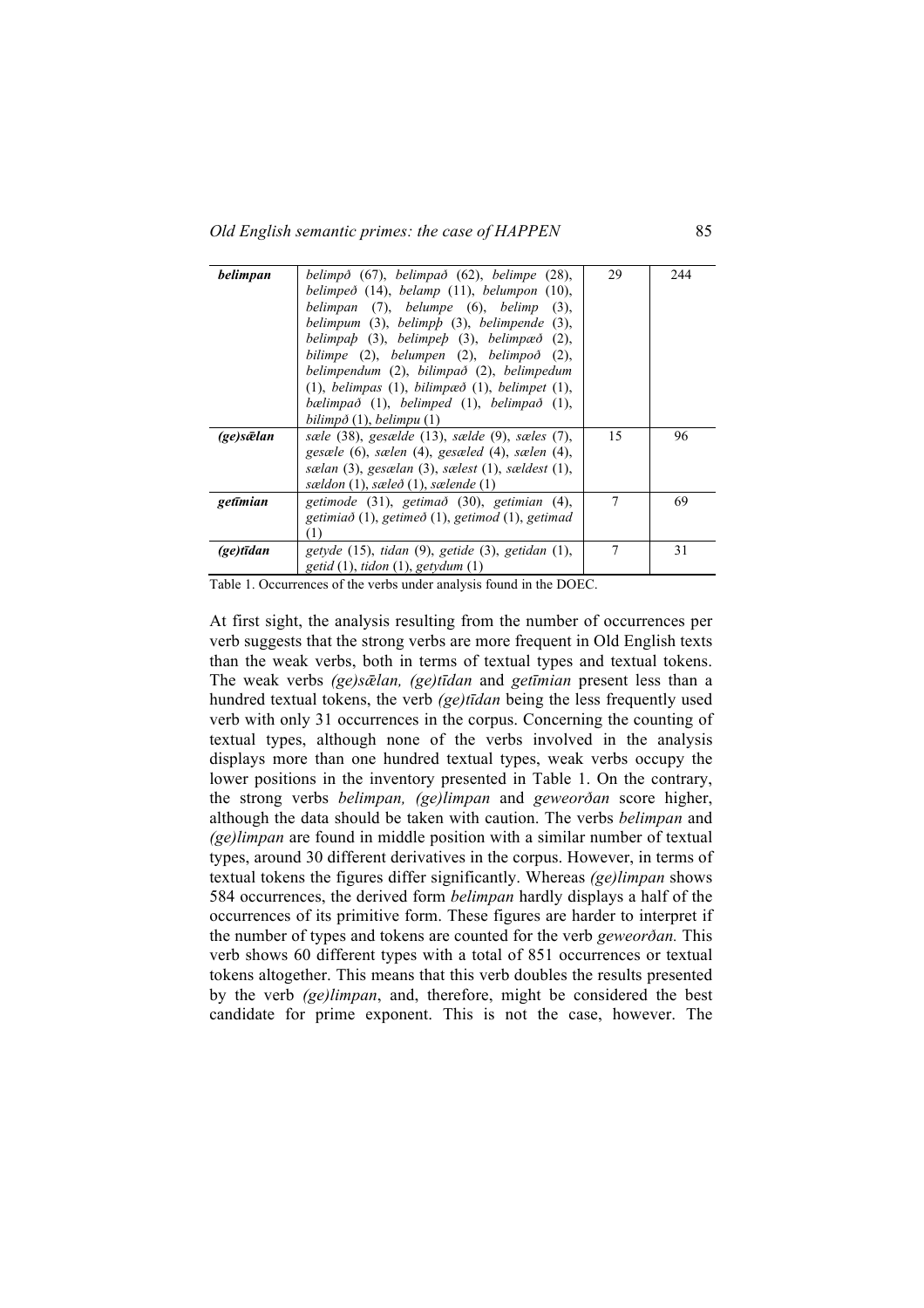| | | | |
|---|---|---|---|
| ***belimpan*** | *belimpð* (67), *belimpað* (62), *belimpe* (28), *belimpeð* (14), *belamp* (11), *belumpon* (10), *belimpan* (7), *belumpe* (6), *belimp* (3), *belimpum* (3), *belimpþ* (3), *belimpende* (3), *belimpaþ* (3), *belimpeþ* (3), *belimpæð* (2), *bilimpe* (2), *belumpen* (2), *belimpoð* (2), *belimpendum* (2), *bilimpað* (2), *belimpedum* (1), *belimpas* (1), *bilimpæð* (1), *belimpet* (1), *bælimpað* (1), *belimped* (1), *belimpað* (1), *bilimpð* (1), *belimpu* (1) | 29 | 244 |
| ***(ge)sǣlan*** | *sæle* (38), *gesælde* (13), *sælde* (9), *sæles* (7), *gesæle* (6), *sælen* (4), *gesæled* (4), *sælen* (4), *sælan* (3), *gesælan* (3), *sælest* (1), *sældest* (1), *sældon* (1), *sæleð* (1), *sælende* (1) | 15 | 96 |
| ***getīmian*** | *getimode* (31), *getimað* (30), *getimian* (4), *getimiað* (1), *getimeð* (1), *getimod* (1), *getimad* (1) | 7 | 69 |
| ***(ge)tīdan*** | *getyde* (15), *tidan* (9), *getide* (3), *getidan* (1), *getid* (1), *tidon* (1), *getydum* (1) | 7 | 31 |

Table 1. Occurrences of the verbs under analysis found in the DOEC.

At first sight, the analysis resulting from the number of occurrences per verb suggests that the strong verbs are more frequent in Old English texts than the weak verbs, both in terms of textual types and textual tokens. The weak verbs *(ge)sǣlan, (ge)tīdan* and *getīmian* present less than a hundred textual tokens, the verb *(ge)tīdan* being the less frequently used verb with only 31 occurrences in the corpus. Concerning the counting of textual types, although none of the verbs involved in the analysis displays more than one hundred textual types, weak verbs occupy the lower positions in the inventory presented in Table 1. On the contrary, the strong verbs *belimpan, (ge)limpan* and *geweorðan* score higher, although the data should be taken with caution. The verbs *belimpan* and *(ge)limpan* are found in middle position with a similar number of textual types, around 30 different derivatives in the corpus. However, in terms of textual tokens the figures differ significantly. Whereas *(ge)limpan* shows 584 occurrences, the derived form *belimpan* hardly displays a half of the occurrences of its primitive form. These figures are harder to interpret if the number of types and tokens are counted for the verb *geweorðan.* This verb shows 60 different types with a total of 851 occurrences or textual tokens altogether. This means that this verb doubles the results presented by the verb *(ge)limpan*, and, therefore, might be considered the best candidate for prime exponent. This is not the case, however. The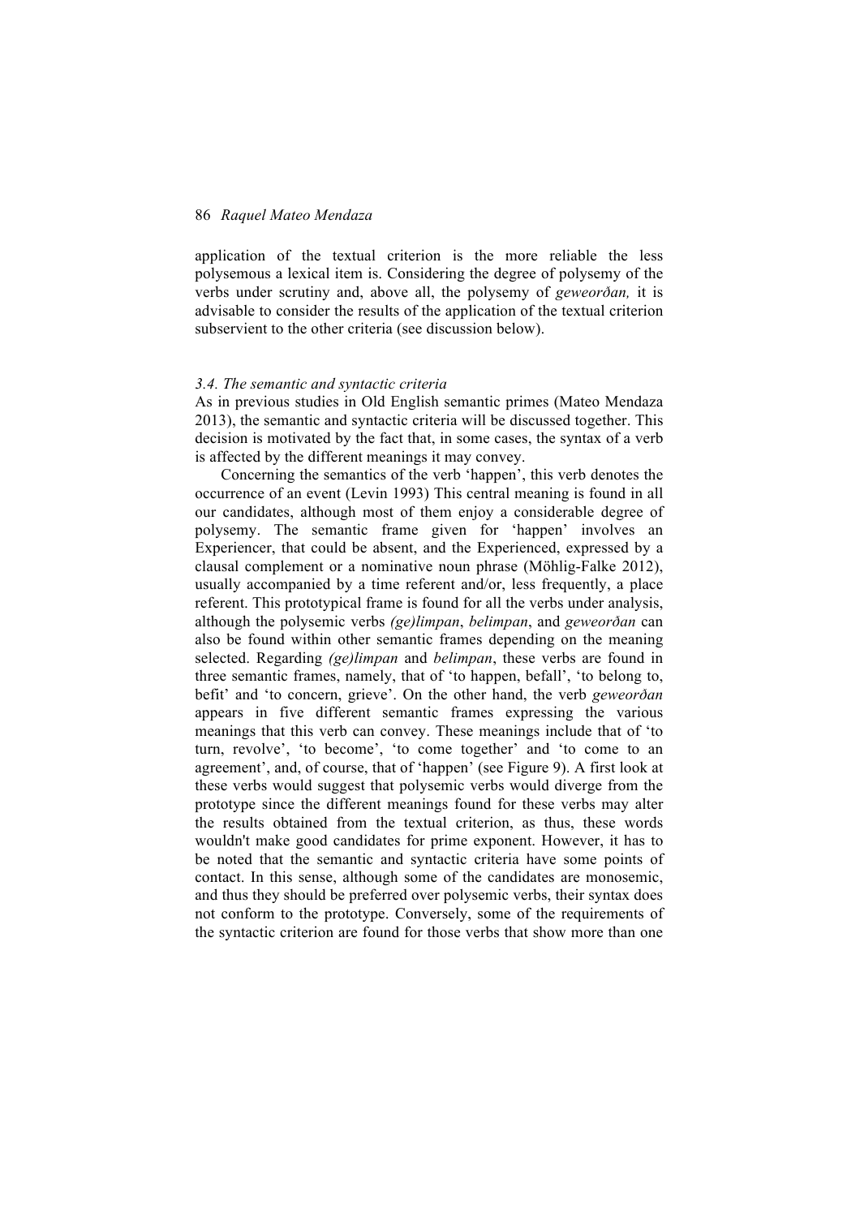application of the textual criterion is the more reliable the less polysemous a lexical item is. Considering the degree of polysemy of the verbs under scrutiny and, above all, the polysemy of *geweorðan,* it is advisable to consider the results of the application of the textual criterion subservient to the other criteria (see discussion below).

### *3.4. The semantic and syntactic criteria*

As in previous studies in Old English semantic primes (Mateo Mendaza 2013), the semantic and syntactic criteria will be discussed together. This decision is motivated by the fact that, in some cases, the syntax of a verb is affected by the different meanings it may convey.

Concerning the semantics of the verb 'happen', this verb denotes the occurrence of an event (Levin 1993) This central meaning is found in all our candidates, although most of them enjoy a considerable degree of polysemy. The semantic frame given for 'happen' involves an Experiencer, that could be absent, and the Experienced, expressed by a clausal complement or a nominative noun phrase (Möhlig-Falke 2012), usually accompanied by a time referent and/or, less frequently, a place referent. This prototypical frame is found for all the verbs under analysis, although the polysemic verbs *(ge)limpan*, *belimpan*, and *geweorðan* can also be found within other semantic frames depending on the meaning selected. Regarding *(ge)limpan* and *belimpan*, these verbs are found in three semantic frames, namely, that of 'to happen, befall', 'to belong to, befit' and 'to concern, grieve'. On the other hand, the verb *geweorðan* appears in five different semantic frames expressing the various meanings that this verb can convey. These meanings include that of 'to turn, revolve', 'to become', 'to come together' and 'to come to an agreement', and, of course, that of 'happen' (see Figure 9). A first look at these verbs would suggest that polysemic verbs would diverge from the prototype since the different meanings found for these verbs may alter the results obtained from the textual criterion, as thus, these words wouldn't make good candidates for prime exponent. However, it has to be noted that the semantic and syntactic criteria have some points of contact. In this sense, although some of the candidates are monosemic, and thus they should be preferred over polysemic verbs, their syntax does not conform to the prototype. Conversely, some of the requirements of the syntactic criterion are found for those verbs that show more than one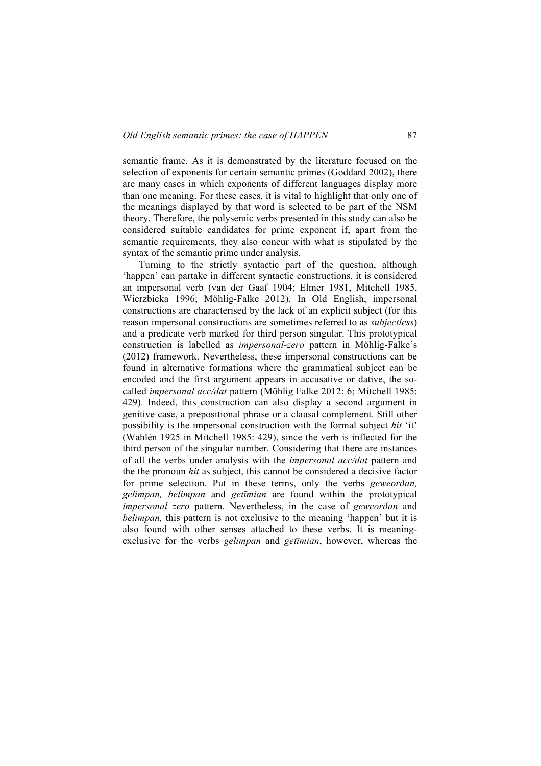semantic frame. As it is demonstrated by the literature focused on the selection of exponents for certain semantic primes (Goddard 2002), there are many cases in which exponents of different languages display more than one meaning. For these cases, it is vital to highlight that only one of the meanings displayed by that word is selected to be part of the NSM theory. Therefore, the polysemic verbs presented in this study can also be considered suitable candidates for prime exponent if, apart from the semantic requirements, they also concur with what is stipulated by the syntax of the semantic prime under analysis.

Turning to the strictly syntactic part of the question, although 'happen' can partake in different syntactic constructions, it is considered an impersonal verb (van der Gaaf 1904; Elmer 1981, Mitchell 1985, Wierzbicka 1996; Möhlig-Falke 2012). In Old English, impersonal constructions are characterised by the lack of an explicit subject (for this reason impersonal constructions are sometimes referred to as *subjectless*) and a predicate verb marked for third person singular. This prototypical construction is labelled as *impersonal-zero* pattern in Möhlig-Falke's (2012) framework. Nevertheless, these impersonal constructions can be found in alternative formations where the grammatical subject can be encoded and the first argument appears in accusative or dative, the so-called *impersonal acc/dat* pattern (Möhlig Falke 2012: 6; Mitchell 1985: 429). Indeed, this construction can also display a second argument in genitive case, a prepositional phrase or a clausal complement. Still other possibility is the impersonal construction with the formal subject *hit* 'it' (Wahlén 1925 in Mitchell 1985: 429), since the verb is inflected for the third person of the singular number. Considering that there are instances of all the verbs under analysis with the *impersonal acc/dat* pattern and the the pronoun *hit* as subject, this cannot be considered a decisive factor for prime selection. Put in these terms, only the verbs *geweorðan, gelimpan, belimpan* and *getīmian* are found within the prototypical *impersonal zero* pattern. Nevertheless, in the case of *geweorðan* and *belimpan,* this pattern is not exclusive to the meaning 'happen' but it is also found with other senses attached to these verbs. It is meaning-exclusive for the verbs *gelimpan* and *getīmian*, however, whereas the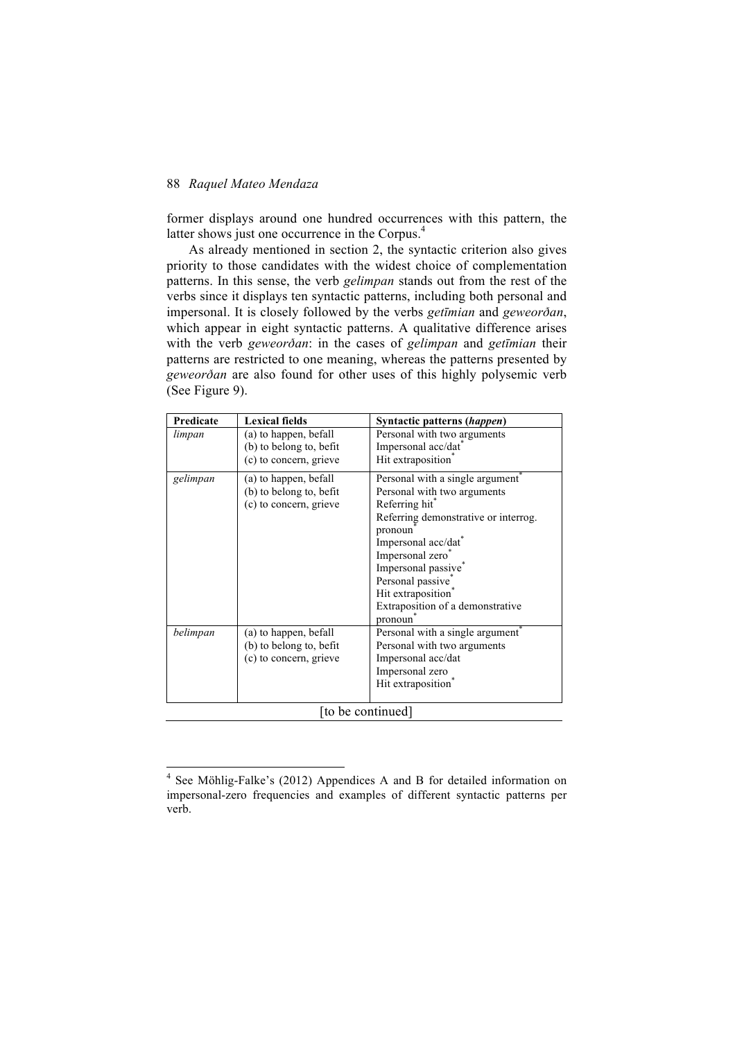former displays around one hundred occurrences with this pattern, the latter shows just one occurrence in the Corpus.[4]

As already mentioned in section 2, the syntactic criterion also gives priority to those candidates with the widest choice of complementation patterns. In this sense, the verb *gelimpan* stands out from the rest of the verbs since it displays ten syntactic patterns, including both personal and impersonal. It is closely followed by the verbs *getīmian* and *geweorðan*, which appear in eight syntactic patterns. A qualitative difference arises with the verb *geweorðan*: in the cases of *gelimpan* and *getīmian* their patterns are restricted to one meaning, whereas the patterns presented by *geweorðan* are also found for other uses of this highly polysemic verb (See Figure 9).

| Predicate | Lexical fields | Syntactic patterns (***happen***) |
|---|---|---|
| *limpan* | (a) to happen, befall<br>(b) to belong to, befit<br>(c) to concern, grieve | Personal with two arguments<br>Impersonal acc/dat*<br>Hit extraposition* |
| *gelimpan* | (a) to happen, befall<br>(b) to belong to, befit<br>(c) to concern, grieve | Personal with a single argument*<br>Personal with two arguments<br>Referring hit*<br>Referring demonstrative or interrog. pronoun*<br>Impersonal acc/dat*<br>Impersonal zero*<br>Impersonal passive*<br>Personal passive*<br>Hit extraposition*<br>Extraposition of a demonstrative pronoun* |
| *belimpan* | (a) to happen, befall<br>(b) to belong to, befit<br>(c) to concern, grieve | Personal with a single argument*<br>Personal with two arguments<br>Impersonal acc/dat<br>Impersonal zero<br>Hit extraposition* |

[to be continued]

[4] See Möhlig-Falke's (2012) Appendices A and B for detailed information on impersonal-zero frequencies and examples of different syntactic patterns per verb.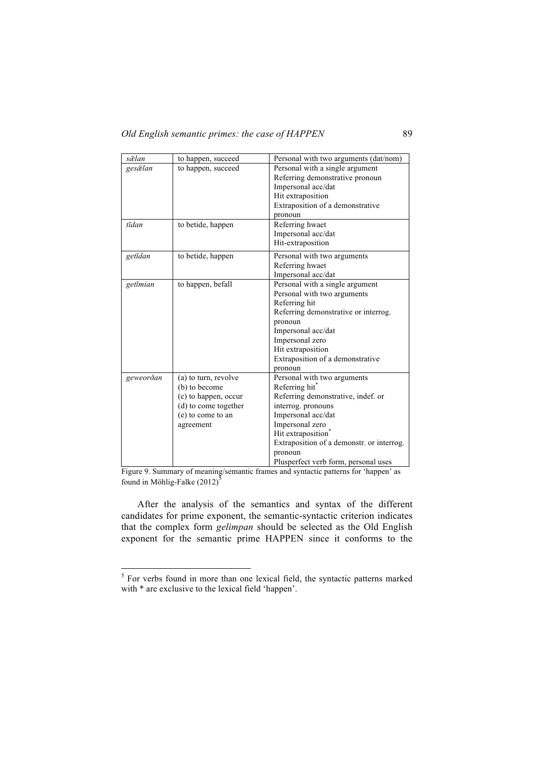| | | |
|---|---|---|
| *sǣlan* | to happen, succeed | Personal with two arguments (dat/nom) |
| *gesǣlan* | to happen, succeed | Personal with a single argument<br>Referring demonstrative pronoun<br>Impersonal acc/dat<br>Hit extraposition<br>Extraposition of a demonstrative pronoun |
| *tīdan* | to betide, happen | Referring hwaet<br>Impersonal acc/dat<br>Hit-extraposition |
| *getīdan* | to betide, happen | Personal with two arguments<br>Referring hwaet<br>Impersonal acc/dat |
| *getīmian* | to happen, befall | Personal with a single argument<br>Personal with two arguments<br>Referring hit<br>Referring demonstrative or interrog. pronoun<br>Impersonal acc/dat<br>Impersonal zero<br>Hit extraposition<br>Extraposition of a demonstrative pronoun |
| *geweorðan* | (a) to turn, revolve<br>(b) to become<br>(c) to happen, occur<br>(d) to come together<br>(e) to come to an agreement | Personal with two arguments<br>Referring hit*<br>Referring demonstrative, indef. or interrog. pronouns<br>Impersonal acc/dat<br>Impersonal zero<br>Hit extraposition*<br>Extraposition of a demonstr. or interrog. pronoun<br>Plusperfect verb form, personal uses |

Figure 9. Summary of meaning/semantic frames and syntactic patterns for 'happen' as found in Möhlig-Falke (2012)[5]

After the analysis of the semantics and syntax of the different candidates for prime exponent, the semantic-syntactic criterion indicates that the complex form *gelimpan* should be selected as the Old English exponent for the semantic prime HAPPEN since it conforms to the

[5] For verbs found in more than one lexical field, the syntactic patterns marked with * are exclusive to the lexical field 'happen'.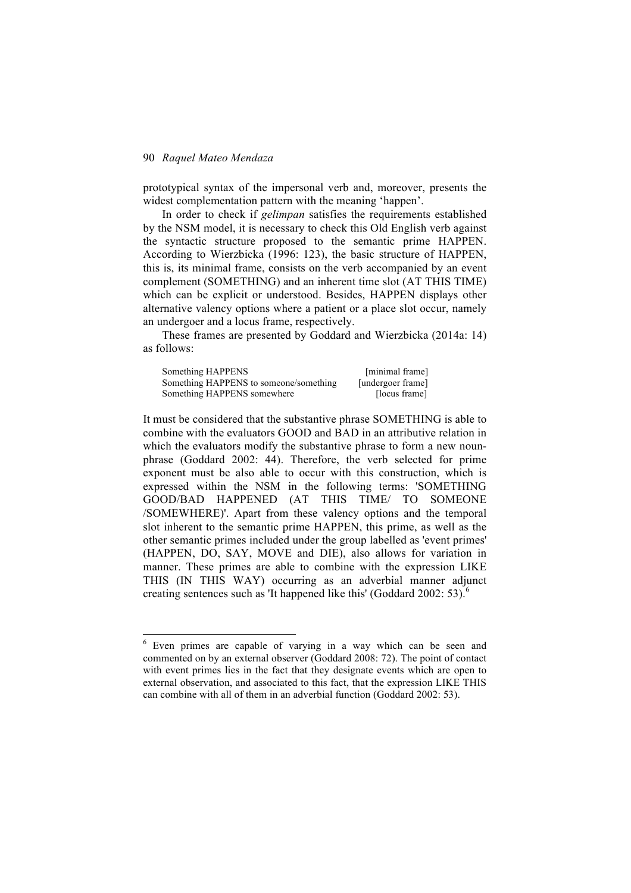prototypical syntax of the impersonal verb and, moreover, presents the widest complementation pattern with the meaning 'happen'.

In order to check if *gelimpan* satisfies the requirements established by the NSM model, it is necessary to check this Old English verb against the syntactic structure proposed to the semantic prime HAPPEN. According to Wierzbicka (1996: 123), the basic structure of HAPPEN, this is, its minimal frame, consists on the verb accompanied by an event complement (SOMETHING) and an inherent time slot (AT THIS TIME) which can be explicit or understood. Besides, HAPPEN displays other alternative valency options where a patient or a place slot occur, namely an undergoer and a locus frame, respectively.

These frames are presented by Goddard and Wierzbicka (2014a: 14) as follows:

| | |
|---|---|
| Something HAPPENS | [minimal frame] |
| Something HAPPENS to someone/something | [undergoer frame] |
| Something HAPPENS somewhere | [locus frame] |

It must be considered that the substantive phrase SOMETHING is able to combine with the evaluators GOOD and BAD in an attributive relation in which the evaluators modify the substantive phrase to form a new noun-phrase (Goddard 2002: 44). Therefore, the verb selected for prime exponent must be also able to occur with this construction, which is expressed within the NSM in the following terms: 'SOMETHING GOOD/BAD HAPPENED (AT THIS TIME/ TO SOMEONE /SOMEWHERE)'. Apart from these valency options and the temporal slot inherent to the semantic prime HAPPEN, this prime, as well as the other semantic primes included under the group labelled as 'event primes' (HAPPEN, DO, SAY, MOVE and DIE), also allows for variation in manner. These primes are able to combine with the expression LIKE THIS (IN THIS WAY) occurring as an adverbial manner adjunct creating sentences such as 'It happened like this' (Goddard 2002: 53).[6]

---

[6] Even primes are capable of varying in a way which can be seen and commented on by an external observer (Goddard 2008: 72). The point of contact with event primes lies in the fact that they designate events which are open to external observation, and associated to this fact, that the expression LIKE THIS can combine with all of them in an adverbial function (Goddard 2002: 53).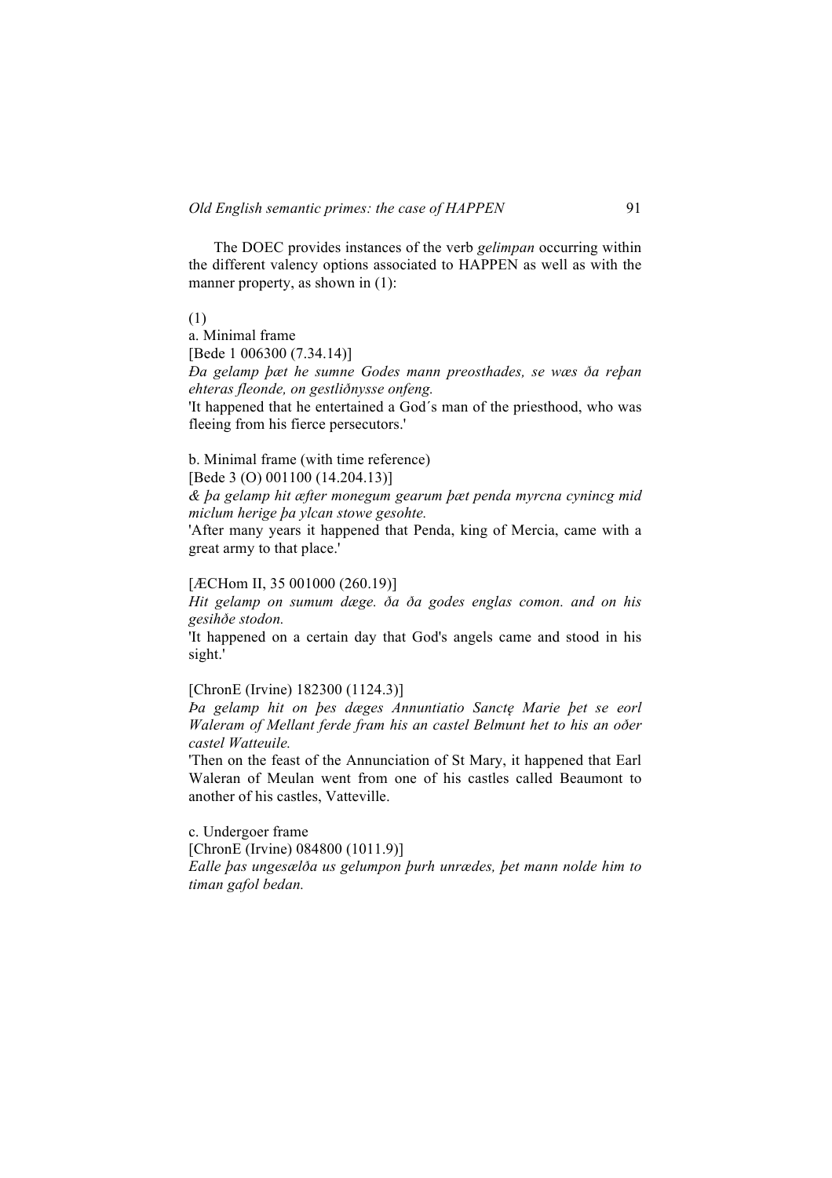The DOEC provides instances of the verb *gelimpan* occurring within the different valency options associated to HAPPEN as well as with the manner property, as shown in (1):

(1)

a. Minimal frame

[Bede 1 006300 (7.34.14)]

*Ða gelamp þæt he sumne Godes mann preosthades, se wæs ða reþan ehteras fleonde, on gestliðnysse onfeng.*

'It happened that he entertained a God´s man of the priesthood, who was fleeing from his fierce persecutors.'

b. Minimal frame (with time reference)

[Bede 3 (O) 001100 (14.204.13)]

*& þa gelamp hit æfter monegum gearum þæt penda myrcna cynincg mid miclum herige þa ylcan stowe gesohte.*

'After many years it happened that Penda, king of Mercia, came with a great army to that place.'

[ÆCHom II, 35 001000 (260.19)]

*Hit gelamp on sumum dæge. ða ða godes englas comon. and on his gesihðe stodon.*

'It happened on a certain day that God's angels came and stood in his sight.'

[ChronE (Irvine) 182300 (1124.3)]

*Þa gelamp hit on þes dæges Annuntiatio Sanctę Marie þet se eorl Waleram of Mellant ferde fram his an castel Belmunt het to his an oðer castel Watteuile.*

'Then on the feast of the Annunciation of St Mary, it happened that Earl Waleran of Meulan went from one of his castles called Beaumont to another of his castles, Vatteville.

c. Undergoer frame

[ChronE (Irvine) 084800 (1011.9)]

*Ealle þas ungesælða us gelumpon þurh unrædes, þet mann nolde him to timan gafol bedan.*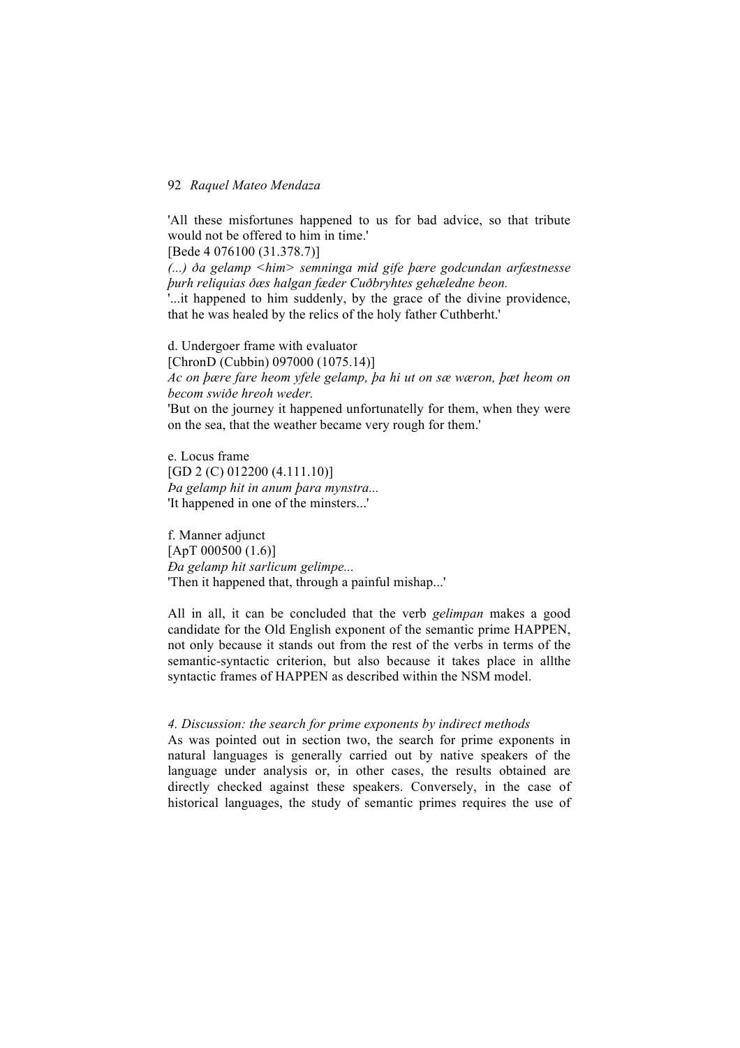'All these misfortunes happened to us for bad advice, so that tribute would not be offered to him in time.'

[Bede 4 076100 (31.378.7)]

*(...) ða gelamp <him> semninga mid gife þære godcundan arfæstnesse þurh reliquias ðæs halgan fæder Cuðbryhtes gehæledne beon.*

'...it happened to him suddenly, by the grace of the divine providence, that he was healed by the relics of the holy father Cuthberht.'

d. Undergoer frame with evaluator

[ChronD (Cubbin) 097000 (1075.14)]

*Ac on þære fare heom yfele gelamp, þa hi ut on sæ wæron, þæt heom on becom swiðe hreoh weder.*

'But on the journey it happened unfortunatelly for them, when they were on the sea, that the weather became very rough for them.'

e. Locus frame

[GD 2 (C) 012200 (4.111.10)]

*Þa gelamp hit in anum þara mynstra...*

'It happened in one of the minsters...'

f. Manner adjunct

[ApT 000500 (1.6)]

*Ða gelamp hit sarlicum gelimpe...*

'Then it happened that, through a painful mishap...'

All in all, it can be concluded that the verb *gelimpan* makes a good candidate for the Old English exponent of the semantic prime HAPPEN, not only because it stands out from the rest of the verbs in terms of the semantic-syntactic criterion, but also because it takes place in allthe syntactic frames of HAPPEN as described within the NSM model.

### *4. Discussion: the search for prime exponents by indirect methods*

As was pointed out in section two, the search for prime exponents in natural languages is generally carried out by native speakers of the language under analysis or, in other cases, the results obtained are directly checked against these speakers. Conversely, in the case of historical languages, the study of semantic primes requires the use of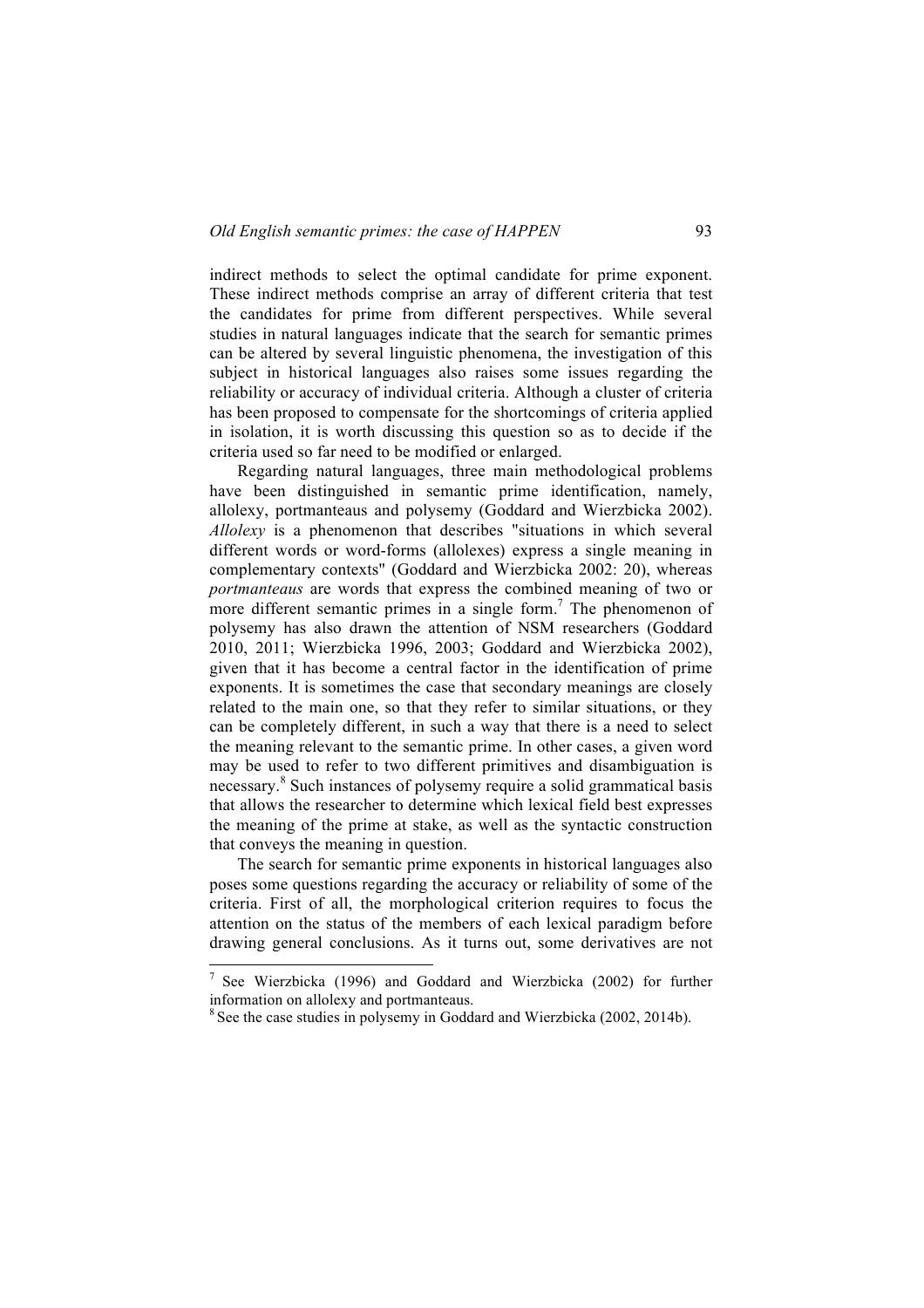indirect methods to select the optimal candidate for prime exponent. These indirect methods comprise an array of different criteria that test the candidates for prime from different perspectives. While several studies in natural languages indicate that the search for semantic primes can be altered by several linguistic phenomena, the investigation of this subject in historical languages also raises some issues regarding the reliability or accuracy of individual criteria. Although a cluster of criteria has been proposed to compensate for the shortcomings of criteria applied in isolation, it is worth discussing this question so as to decide if the criteria used so far need to be modified or enlarged.

Regarding natural languages, three main methodological problems have been distinguished in semantic prime identification, namely, allolexy, portmanteaus and polysemy (Goddard and Wierzbicka 2002). *Allolexy* is a phenomenon that describes "situations in which several different words or word-forms (allolexes) express a single meaning in complementary contexts" (Goddard and Wierzbicka 2002: 20), whereas *portmanteaus* are words that express the combined meaning of two or more different semantic primes in a single form.[7] The phenomenon of polysemy has also drawn the attention of NSM researchers (Goddard 2010, 2011; Wierzbicka 1996, 2003; Goddard and Wierzbicka 2002), given that it has become a central factor in the identification of prime exponents. It is sometimes the case that secondary meanings are closely related to the main one, so that they refer to similar situations, or they can be completely different, in such a way that there is a need to select the meaning relevant to the semantic prime. In other cases, a given word may be used to refer to two different primitives and disambiguation is necessary.[8] Such instances of polysemy require a solid grammatical basis that allows the researcher to determine which lexical field best expresses the meaning of the prime at stake, as well as the syntactic construction that conveys the meaning in question.

The search for semantic prime exponents in historical languages also poses some questions regarding the accuracy or reliability of some of the criteria. First of all, the morphological criterion requires to focus the attention on the status of the members of each lexical paradigm before drawing general conclusions. As it turns out, some derivatives are not

[7] See Wierzbicka (1996) and Goddard and Wierzbicka (2002) for further information on allolexy and portmanteaus.

[8] See the case studies in polysemy in Goddard and Wierzbicka (2002, 2014b).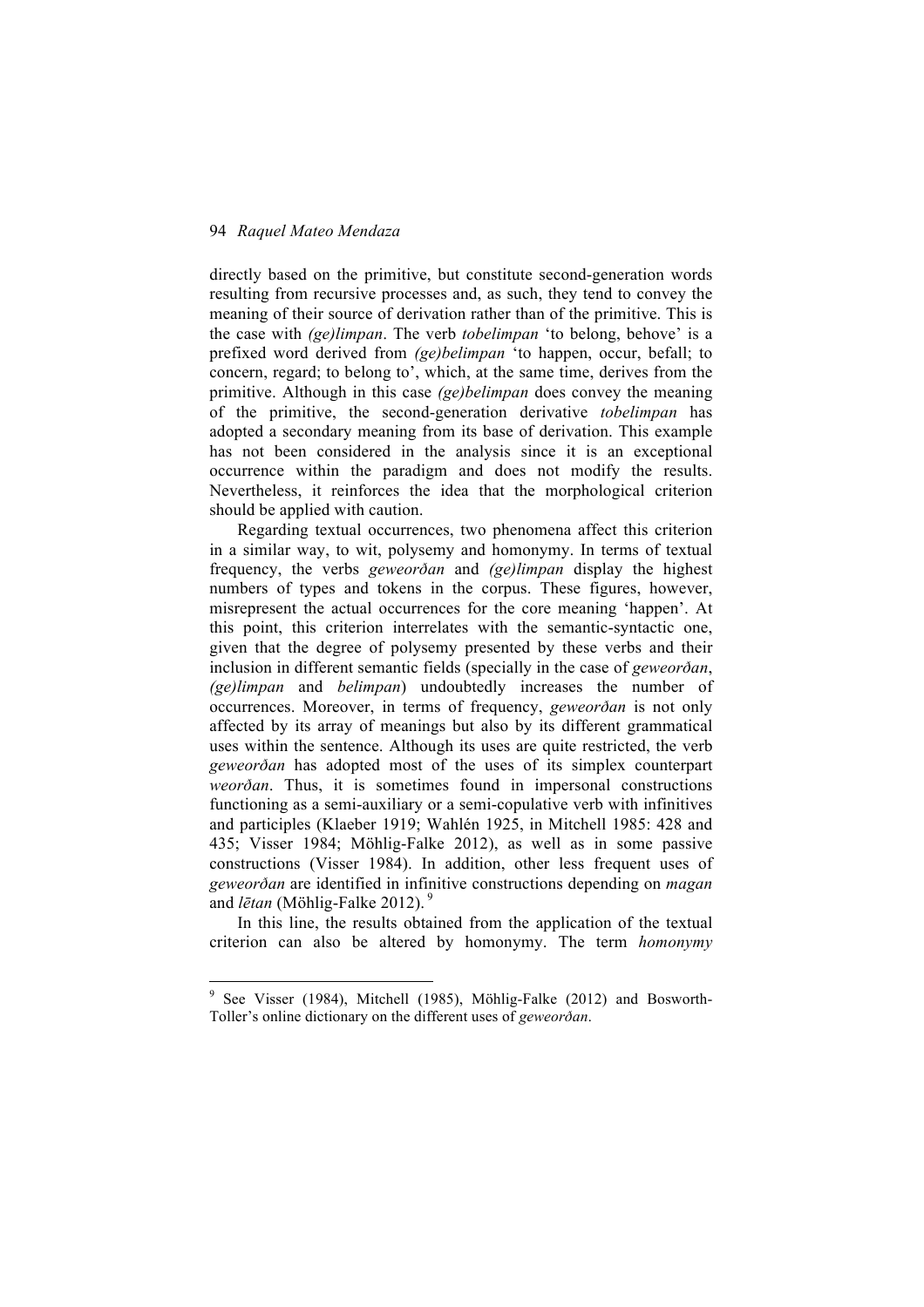directly based on the primitive, but constitute second-generation words resulting from recursive processes and, as such, they tend to convey the meaning of their source of derivation rather than of the primitive. This is the case with *(ge)limpan*. The verb *tobelimpan* 'to belong, behove' is a prefixed word derived from *(ge)belimpan* 'to happen, occur, befall; to concern, regard; to belong to', which, at the same time, derives from the primitive. Although in this case *(ge)belimpan* does convey the meaning of the primitive, the second-generation derivative *tobelimpan* has adopted a secondary meaning from its base of derivation. This example has not been considered in the analysis since it is an exceptional occurrence within the paradigm and does not modify the results. Nevertheless, it reinforces the idea that the morphological criterion should be applied with caution.

Regarding textual occurrences, two phenomena affect this criterion in a similar way, to wit, polysemy and homonymy. In terms of textual frequency, the verbs *geweorðan* and *(ge)limpan* display the highest numbers of types and tokens in the corpus. These figures, however, misrepresent the actual occurrences for the core meaning 'happen'. At this point, this criterion interrelates with the semantic-syntactic one, given that the degree of polysemy presented by these verbs and their inclusion in different semantic fields (specially in the case of *geweorðan*, *(ge)limpan* and *belimpan*) undoubtedly increases the number of occurrences. Moreover, in terms of frequency, *geweorðan* is not only affected by its array of meanings but also by its different grammatical uses within the sentence. Although its uses are quite restricted, the verb *geweorðan* has adopted most of the uses of its simplex counterpart *weorðan*. Thus, it is sometimes found in impersonal constructions functioning as a semi-auxiliary or a semi-copulative verb with infinitives and participles (Klaeber 1919; Wahlén 1925, in Mitchell 1985: 428 and 435; Visser 1984; Möhlig-Falke 2012), as well as in some passive constructions (Visser 1984). In addition, other less frequent uses of *geweorðan* are identified in infinitive constructions depending on *magan* and *lētan* (Möhlig-Falke 2012).[9]

In this line, the results obtained from the application of the textual criterion can also be altered by homonymy. The term *homonymy*

---

[9] See Visser (1984), Mitchell (1985), Möhlig-Falke (2012) and Bosworth-Toller's online dictionary on the different uses of *geweorðan*.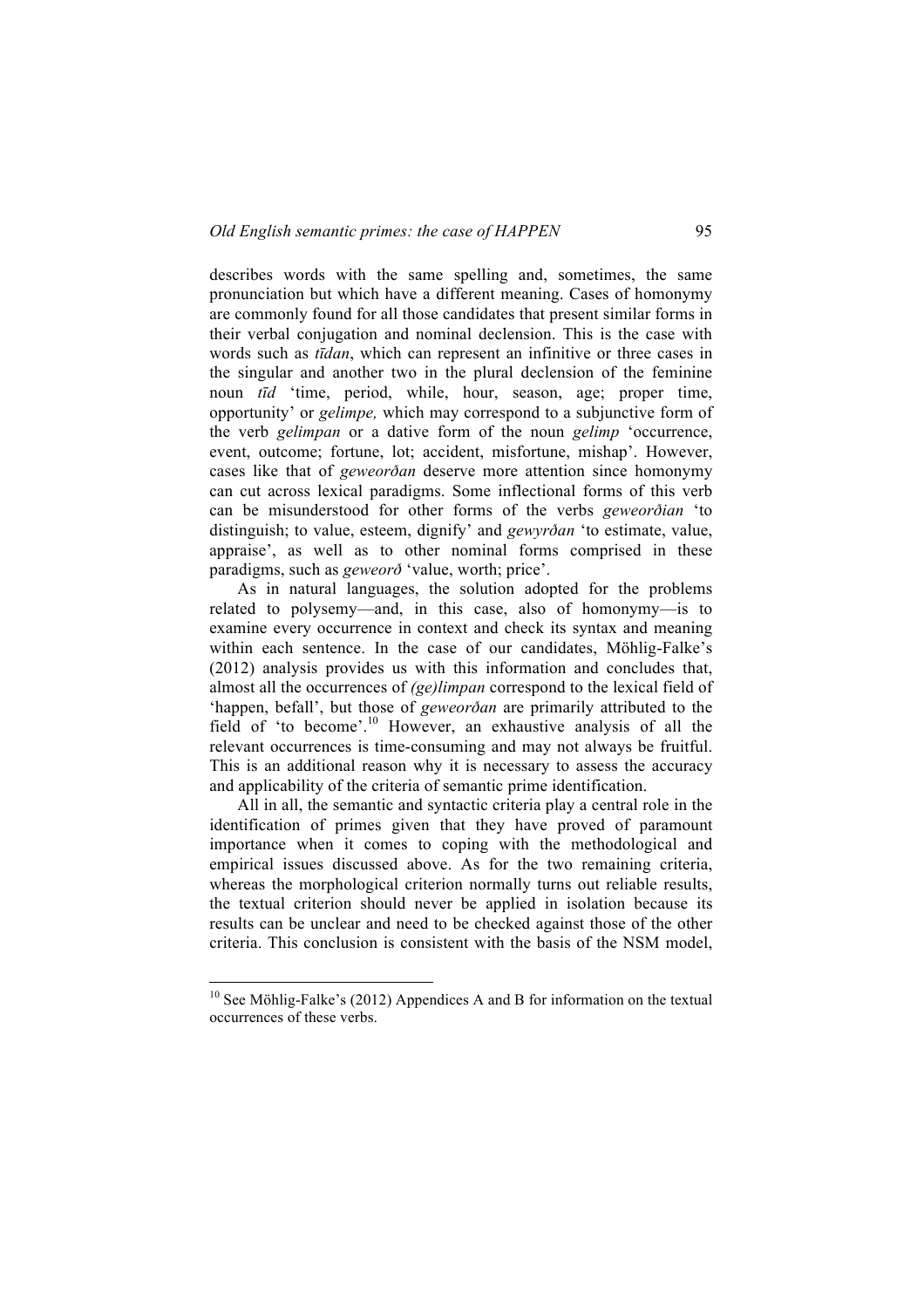describes words with the same spelling and, sometimes, the same pronunciation but which have a different meaning. Cases of homonymy are commonly found for all those candidates that present similar forms in their verbal conjugation and nominal declension. This is the case with words such as *tīdan*, which can represent an infinitive or three cases in the singular and another two in the plural declension of the feminine noun *tīd* 'time, period, while, hour, season, age; proper time, opportunity' or *gelimpe,* which may correspond to a subjunctive form of the verb *gelimpan* or a dative form of the noun *gelimp* 'occurrence, event, outcome; fortune, lot; accident, misfortune, mishap'. However, cases like that of *geweorðan* deserve more attention since homonymy can cut across lexical paradigms. Some inflectional forms of this verb can be misunderstood for other forms of the verbs *geweorðian* 'to distinguish; to value, esteem, dignify' and *gewyrðan* 'to estimate, value, appraise', as well as to other nominal forms comprised in these paradigms, such as *geweorð* 'value, worth; price'.

As in natural languages, the solution adopted for the problems related to polysemy—and, in this case, also of homonymy—is to examine every occurrence in context and check its syntax and meaning within each sentence. In the case of our candidates, Möhlig-Falke's (2012) analysis provides us with this information and concludes that, almost all the occurrences of *(ge)limpan* correspond to the lexical field of 'happen, befall', but those of *geweorðan* are primarily attributed to the field of 'to become'.[10] However, an exhaustive analysis of all the relevant occurrences is time-consuming and may not always be fruitful. This is an additional reason why it is necessary to assess the accuracy and applicability of the criteria of semantic prime identification.

All in all, the semantic and syntactic criteria play a central role in the identification of primes given that they have proved of paramount importance when it comes to coping with the methodological and empirical issues discussed above. As for the two remaining criteria, whereas the morphological criterion normally turns out reliable results, the textual criterion should never be applied in isolation because its results can be unclear and need to be checked against those of the other criteria. This conclusion is consistent with the basis of the NSM model,

---

[10] See Möhlig-Falke's (2012) Appendices A and B for information on the textual occurrences of these verbs.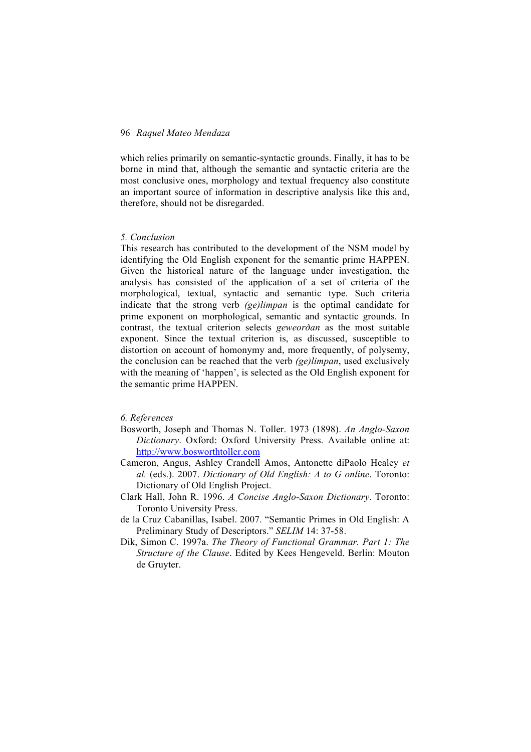which relies primarily on semantic-syntactic grounds. Finally, it has to be borne in mind that, although the semantic and syntactic criteria are the most conclusive ones, morphology and textual frequency also constitute an important source of information in descriptive analysis like this and, therefore, should not be disregarded.

## 5. Conclusion

This research has contributed to the development of the NSM model by identifying the Old English exponent for the semantic prime HAPPEN. Given the historical nature of the language under investigation, the analysis has consisted of the application of a set of criteria of the morphological, textual, syntactic and semantic type. Such criteria indicate that the strong verb *(ge)limpan* is the optimal candidate for prime exponent on morphological, semantic and syntactic grounds. In contrast, the textual criterion selects *geweorðan* as the most suitable exponent. Since the textual criterion is, as discussed, susceptible to distortion on account of homonymy and, more frequently, of polysemy, the conclusion can be reached that the verb *(ge)limpan*, used exclusively with the meaning of 'happen', is selected as the Old English exponent for the semantic prime HAPPEN.

## 6. References

Bosworth, Joseph and Thomas N. Toller. 1973 (1898). *An Anglo-Saxon Dictionary*. Oxford: Oxford University Press. Available online at: http://www.bosworthtoller.com

Cameron, Angus, Ashley Crandell Amos, Antonette diPaolo Healey *et al.* (eds.). 2007. *Dictionary of Old English: A to G online*. Toronto: Dictionary of Old English Project.

Clark Hall, John R. 1996. *A Concise Anglo-Saxon Dictionary*. Toronto: Toronto University Press.

de la Cruz Cabanillas, Isabel. 2007. "Semantic Primes in Old English: A Preliminary Study of Descriptors." *SELIM* 14: 37-58.

Dik, Simon C. 1997a. *The Theory of Functional Grammar. Part 1: The Structure of the Clause*. Edited by Kees Hengeveld. Berlin: Mouton de Gruyter.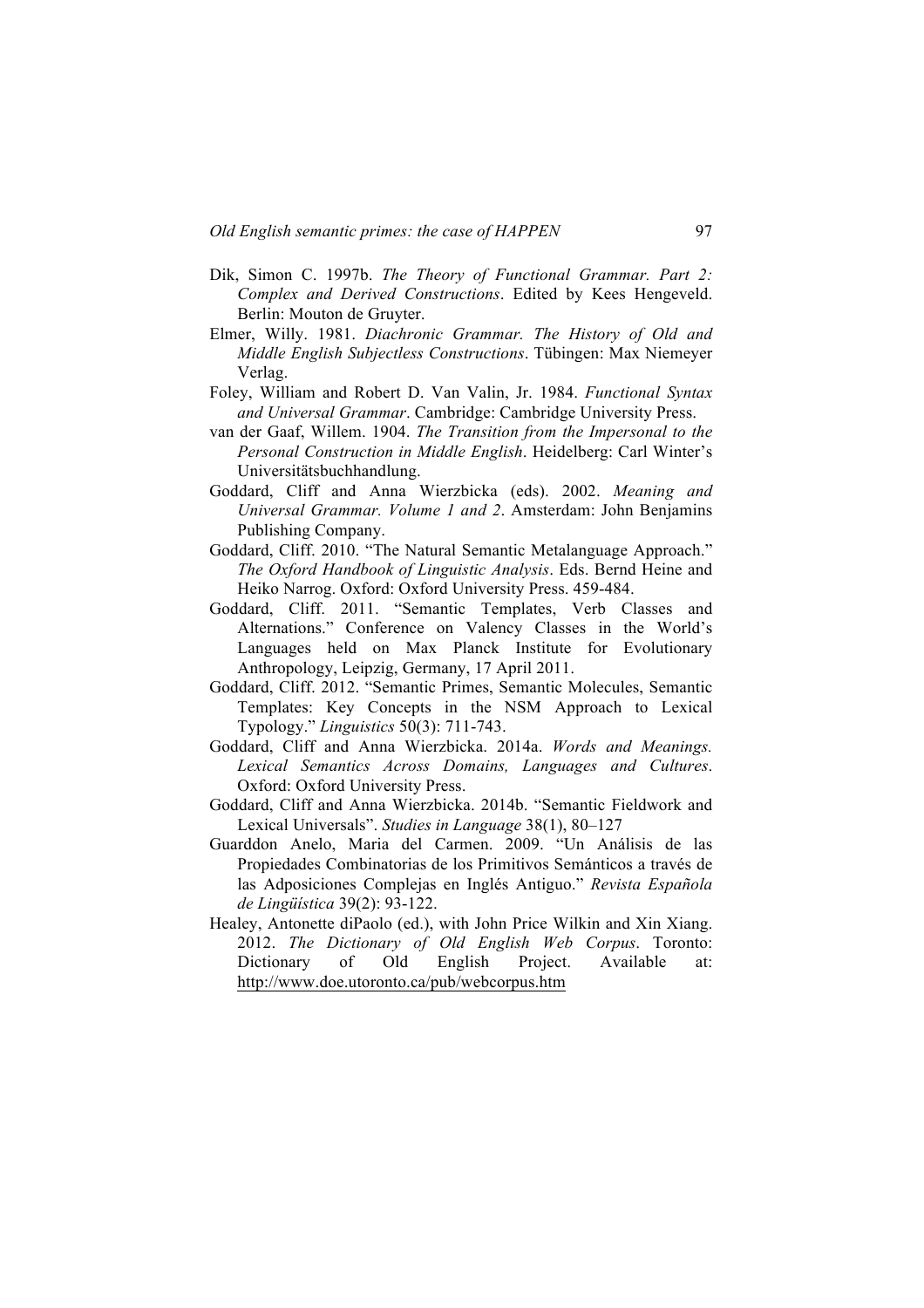Dik, Simon C. 1997b. *The Theory of Functional Grammar. Part 2: Complex and Derived Constructions*. Edited by Kees Hengeveld. Berlin: Mouton de Gruyter.

Elmer, Willy. 1981. *Diachronic Grammar. The History of Old and Middle English Subjectless Constructions*. Tübingen: Max Niemeyer Verlag.

Foley, William and Robert D. Van Valin, Jr. 1984. *Functional Syntax and Universal Grammar*. Cambridge: Cambridge University Press.

van der Gaaf, Willem. 1904. *The Transition from the Impersonal to the Personal Construction in Middle English*. Heidelberg: Carl Winter's Universitätsbuchhandlung.

Goddard, Cliff and Anna Wierzbicka (eds). 2002. *Meaning and Universal Grammar. Volume 1 and 2*. Amsterdam: John Benjamins Publishing Company.

Goddard, Cliff. 2010. "The Natural Semantic Metalanguage Approach." *The Oxford Handbook of Linguistic Analysis*. Eds. Bernd Heine and Heiko Narrog. Oxford: Oxford University Press. 459-484.

Goddard, Cliff. 2011. "Semantic Templates, Verb Classes and Alternations." Conference on Valency Classes in the World's Languages held on Max Planck Institute for Evolutionary Anthropology, Leipzig, Germany, 17 April 2011.

Goddard, Cliff. 2012. "Semantic Primes, Semantic Molecules, Semantic Templates: Key Concepts in the NSM Approach to Lexical Typology." *Linguistics* 50(3): 711-743.

Goddard, Cliff and Anna Wierzbicka. 2014a. *Words and Meanings. Lexical Semantics Across Domains, Languages and Cultures*. Oxford: Oxford University Press.

Goddard, Cliff and Anna Wierzbicka. 2014b. "Semantic Fieldwork and Lexical Universals". *Studies in Language* 38(1), 80–127

Guarddon Anelo, Maria del Carmen. 2009. "Un Análisis de las Propiedades Combinatorias de los Primitivos Semánticos a través de las Adposiciones Complejas en Inglés Antiguo." *Revista Española de Lingüística* 39(2): 93-122.

Healey, Antonette diPaolo (ed.), with John Price Wilkin and Xin Xiang. 2012. *The Dictionary of Old English Web Corpus*. Toronto: Dictionary of Old English Project. Available at: http://www.doe.utoronto.ca/pub/webcorpus.htm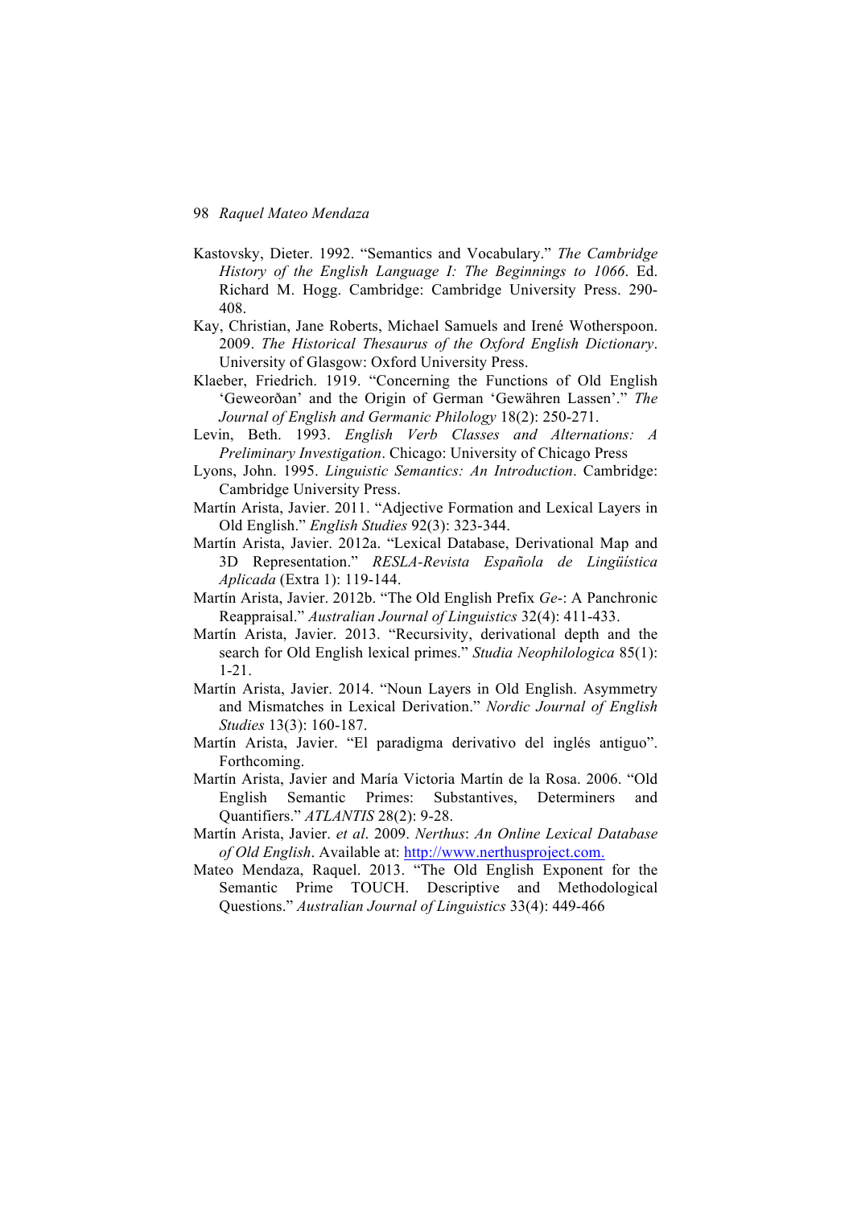Kastovsky, Dieter. 1992. "Semantics and Vocabulary." *The Cambridge History of the English Language I: The Beginnings to 1066*. Ed. Richard M. Hogg. Cambridge: Cambridge University Press. 290-408.

Kay, Christian, Jane Roberts, Michael Samuels and Irené Wotherspoon. 2009. *The Historical Thesaurus of the Oxford English Dictionary*. University of Glasgow: Oxford University Press.

Klaeber, Friedrich. 1919. "Concerning the Functions of Old English 'Geweorðan' and the Origin of German 'Gewähren Lassen'." *The Journal of English and Germanic Philology* 18(2): 250-271.

Levin, Beth. 1993. *English Verb Classes and Alternations: A Preliminary Investigation*. Chicago: University of Chicago Press

Lyons, John. 1995. *Linguistic Semantics: An Introduction*. Cambridge: Cambridge University Press.

Martín Arista, Javier. 2011. "Adjective Formation and Lexical Layers in Old English." *English Studies* 92(3): 323-344.

Martín Arista, Javier. 2012a. "Lexical Database, Derivational Map and 3D Representation." *RESLA-Revista Española de Lingüística Aplicada* (Extra 1): 119-144.

Martín Arista, Javier. 2012b. "The Old English Prefix *Ge*-: A Panchronic Reappraisal." *Australian Journal of Linguistics* 32(4): 411-433.

Martín Arista, Javier. 2013. "Recursivity, derivational depth and the search for Old English lexical primes." *Studia Neophilologica* 85(1): 1-21.

Martín Arista, Javier. 2014. "Noun Layers in Old English. Asymmetry and Mismatches in Lexical Derivation." *Nordic Journal of English Studies* 13(3): 160-187.

Martín Arista, Javier. "El paradigma derivativo del inglés antiguo". Forthcoming.

Martín Arista, Javier and María Victoria Martín de la Rosa. 2006. "Old English Semantic Primes: Substantives, Determiners and Quantifiers." *ATLANTIS* 28(2): 9-28.

Martín Arista, Javier. *et al*. 2009. *Nerthus*: *An Online Lexical Database of Old English*. Available at: http://www.nerthusproject.com.

Mateo Mendaza, Raquel. 2013. "The Old English Exponent for the Semantic Prime TOUCH. Descriptive and Methodological Questions." *Australian Journal of Linguistics* 33(4): 449-466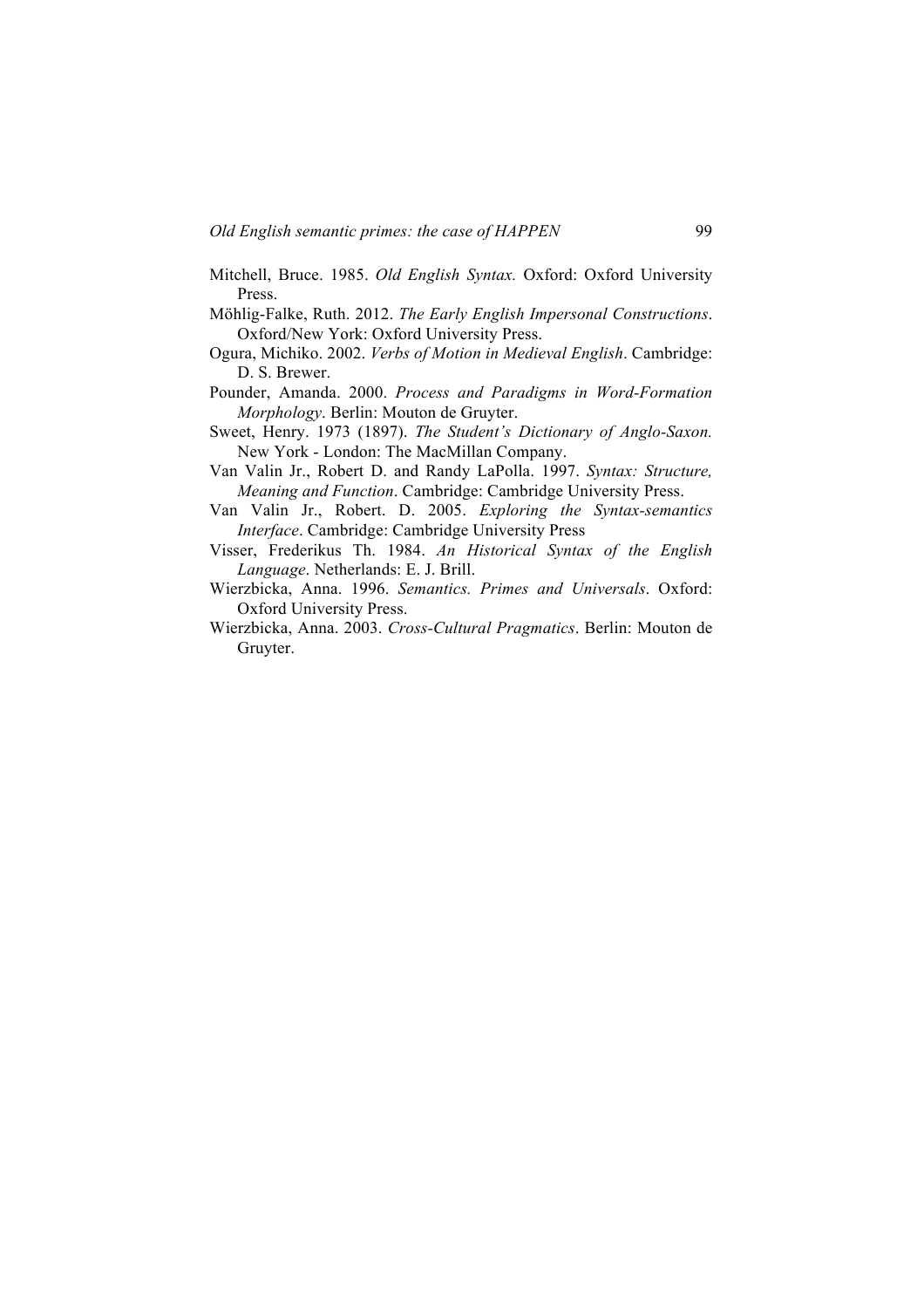Mitchell, Bruce. 1985. *Old English Syntax.* Oxford: Oxford University Press.

Möhlig-Falke, Ruth. 2012. *The Early English Impersonal Constructions*. Oxford/New York: Oxford University Press.

Ogura, Michiko. 2002. *Verbs of Motion in Medieval English*. Cambridge: D. S. Brewer.

Pounder, Amanda. 2000. *Process and Paradigms in Word-Formation Morphology*. Berlin: Mouton de Gruyter.

Sweet, Henry. 1973 (1897). *The Student's Dictionary of Anglo-Saxon.* New York - London: The MacMillan Company.

Van Valin Jr., Robert D. and Randy LaPolla. 1997. *Syntax: Structure, Meaning and Function*. Cambridge: Cambridge University Press.

Van Valin Jr., Robert. D. 2005. *Exploring the Syntax-semantics Interface*. Cambridge: Cambridge University Press

Visser, Frederikus Th. 1984. *An Historical Syntax of the English Language*. Netherlands: E. J. Brill.

Wierzbicka, Anna. 1996. *Semantics. Primes and Universals*. Oxford: Oxford University Press.

Wierzbicka, Anna. 2003. *Cross-Cultural Pragmatics*. Berlin: Mouton de Gruyter.